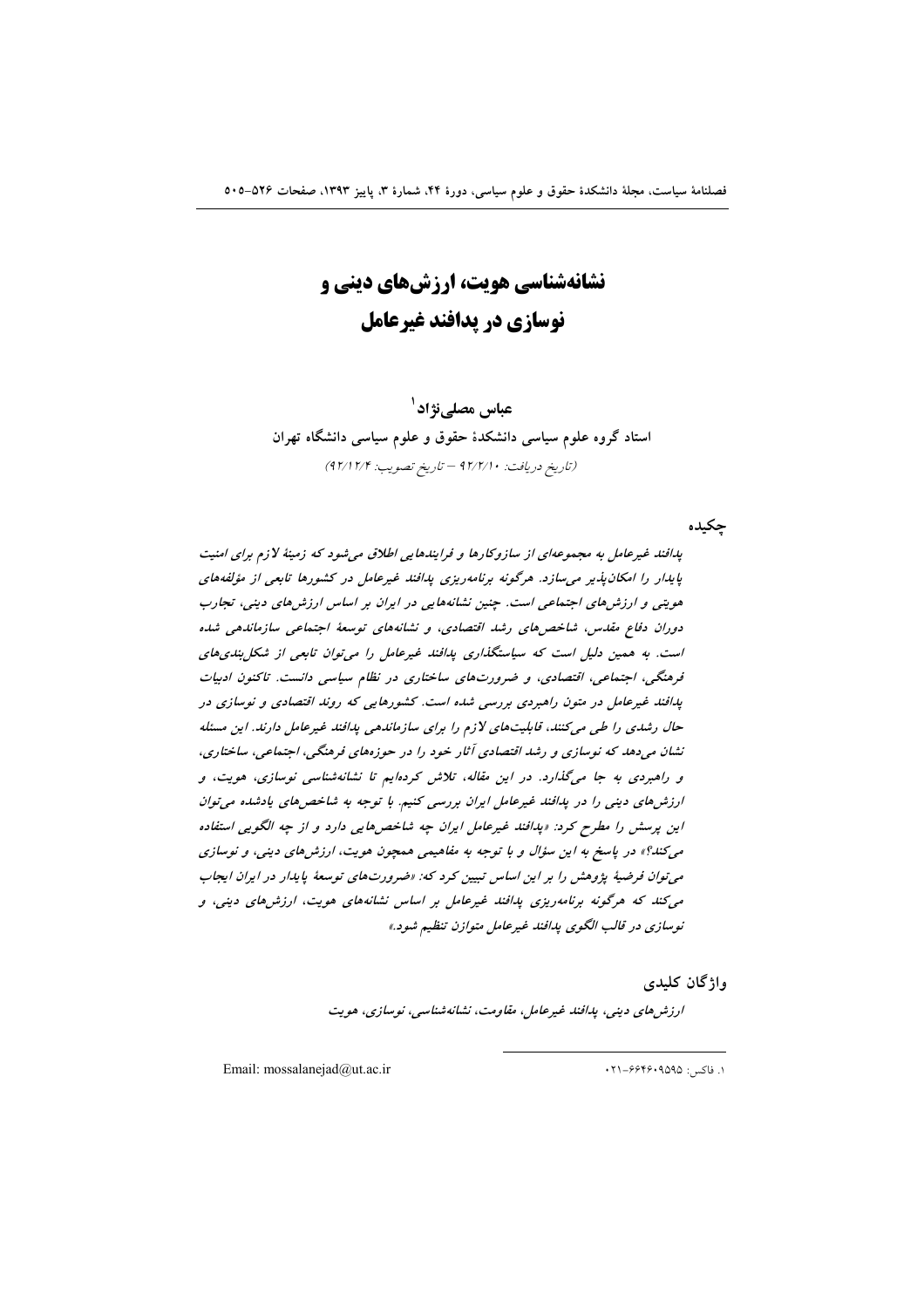# نشانه‌شناسی هویت، ارزش‌های دینی و نوسازی در پدافند غیرعامل

**عباس مصلی‌نژاد[1]**

**استاد گروه علوم سیاسی دانشکدهٔ حقوق و علوم سیاسی دانشگاه تهران**

(تاریخ دریافت: ۹۲/۲/۱۰ – تاریخ تصویب: ۹۲/۱۲/۴)

## چکیده

*پدافند غیرعامل به مجموعه‌ای از سازوکارها و فرایندهایی اطلاق می‌شود که زمینهٔ لازم برای امنیت پایدار را امکان‌پذیر می‌سازد. هرگونه برنامه‌ریزی پدافند غیرعامل در کشورها تابعی از مؤلفه‌های هویتی و ارزش‌های اجتماعی است. چنین نشانه‌هایی در ایران بر اساس ارزش‌های دینی، تجارب دوران دفاع مقدس، شاخص‌های رشد اقتصادی، و نشانه‌های توسعهٔ اجتماعی سازماندهی شده است. به همین دلیل است که سیاستگذاری پدافند غیرعامل را می‌توان تابعی از شکل‌بندی‌های فرهنگی، اجتماعی، اقتصادی، و ضرورت‌های ساختاری در نظام سیاسی دانست. تاکنون ادبیات پدافند غیرعامل در متون راهبردی بررسی شده است. کشورهایی که روند اقتصادی و نوسازی در حال رشدی را طی می‌کنند، قابلیت‌های لازم را برای سازماندهی پدافند غیرعامل دارند. این مسئله نشان می‌دهد که نوسازی و رشد اقتصادی آثار خود را در حوزه‌های فرهنگی، اجتماعی، ساختاری، و راهبردی به جا می‌گذارد. در این مقاله، تلاش کرده‌ایم تا نشانه‌شناسی نوسازی، هویت، و ارزش‌های دینی را در پدافند غیرعامل ایران بررسی کنیم. با توجه به شاخص‌های یادشده می‌توان این پرسش را مطرح کرد: «پدافند غیرعامل ایران چه شاخص‌هایی دارد و از چه الگویی استفاده می‌کند؟» در پاسخ به این سؤال و با توجه به مفاهیمی همچون هویت، ارزش‌های دینی، و نوسازی می‌توان فرضیهٔ پژوهش را بر این اساس تبیین کرد که: «ضرورت‌های توسعهٔ پایدار در ایران ایجاب می‌کند که هرگونه برنامه‌ریزی پدافند غیرعامل بر اساس نشانه‌های هویت، ارزش‌های دینی، و نوسازی در قالب الگوی پدافند غیرعامل متوازن تنظیم شود.»*

## واژگان کلیدی

*ارزش‌های دینی، پدافند غیرعامل، مقاومت، نشانه‌شناسی، نوسازی، هویت*

---

[1] فاکس: ۰۲۱-۶۶۴۶۰۹۵۹۵

Email: mossalanejad@ut.ac.ir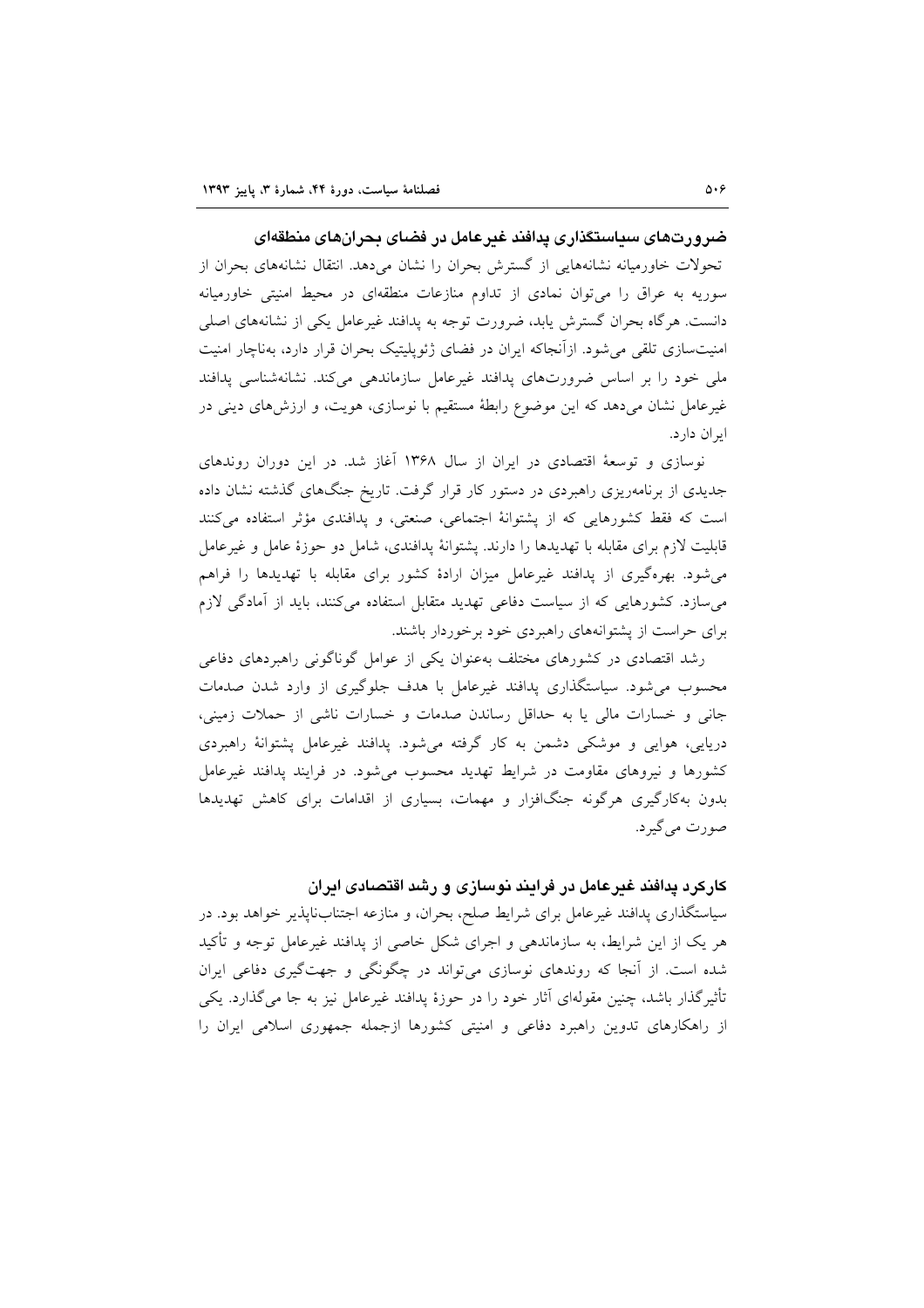## ضرورت‌های سیاستگذاری پدافند غیرعامل در فضای بحران‌های منطقه‌ای

تحولات خاورمیانه نشانه‌هایی از گسترش بحران را نشان می‌دهد. انتقال نشانه‌های بحران از سوریه به عراق را می‌توان نمادی از تداوم منازعات منطقه‌ای در محیط امنیتی خاورمیانه دانست. هرگاه بحران گسترش یابد، ضرورت توجه به پدافند غیرعامل یکی از نشانه‌های اصلی امنیت‌سازی تلقی می‌شود. ازآنجاکه ایران در فضای ژئوپلیتیک بحران قرار دارد، به‌ناچار امنیت ملی خود را بر اساس ضرورت‌های پدافند غیرعامل سازماندهی می‌کند. نشانه‌شناسی پدافند غیرعامل نشان می‌دهد که این موضوع رابطهٔ مستقیم با نوسازی، هویت، و ارزش‌های دینی در ایران دارد.

نوسازی و توسعهٔ اقتصادی در ایران از سال ۱۳۶۸ آغاز شد. در این دوران روندهای جدیدی از برنامه‌ریزی راهبردی در دستور کار قرار گرفت. تاریخ جنگ‌های گذشته نشان داده است که فقط کشورهایی که از پشتوانهٔ اجتماعی، صنعتی، و پدافندی مؤثر استفاده می‌کنند قابلیت لازم برای مقابله با تهدیدها را دارند. پشتوانهٔ پدافندی، شامل دو حوزهٔ عامل و غیرعامل می‌شود. بهره‌گیری از پدافند غیرعامل میزان ارادهٔ کشور برای مقابله با تهدیدها را فراهم می‌سازد. کشورهایی که از سیاست دفاعی تهدید متقابل استفاده می‌کنند، باید از آمادگی لازم برای حراست از پشتوانه‌های راهبردی خود برخوردار باشند.

رشد اقتصادی در کشورهای مختلف به‌عنوان یکی از عوامل گوناگونی راهبردهای دفاعی محسوب می‌شود. سیاستگذاری پدافند غیرعامل با هدف جلوگیری از وارد شدن صدمات جانی و خسارات مالی یا به حداقل رساندن صدمات و خسارات ناشی از حملات زمینی، دریایی، هوایی و موشکی دشمن به کار گرفته می‌شود. پدافند غیرعامل پشتوانهٔ راهبردی کشورها و نیروهای مقاومت در شرایط تهدید محسوب می‌شود. در فرایند پدافند غیرعامل بدون به‌کارگیری هرگونه جنگ‌افزار و مهمات، بسیاری از اقدامات برای کاهش تهدیدها صورت می‌گیرد.

## کارکرد پدافند غیرعامل در فرایند نوسازی و رشد اقتصادی ایران

سیاستگذاری پدافند غیرعامل برای شرایط صلح، بحران، و منازعه اجتناب‌ناپذیر خواهد بود. در هر یک از این شرایط، به سازماندهی و اجرای شکل خاصی از پدافند غیرعامل توجه و تأکید شده است. از آنجا که روندهای نوسازی می‌تواند در چگونگی و جهت‌گیری دفاعی ایران تأثیرگذار باشد، چنین مقوله‌ای آثار خود را در حوزهٔ پدافند غیرعامل نیز به جا می‌گذارد. یکی از راهکارهای تدوین راهبرد دفاعی و امنیتی کشورها ازجمله جمهوری اسلامی ایران را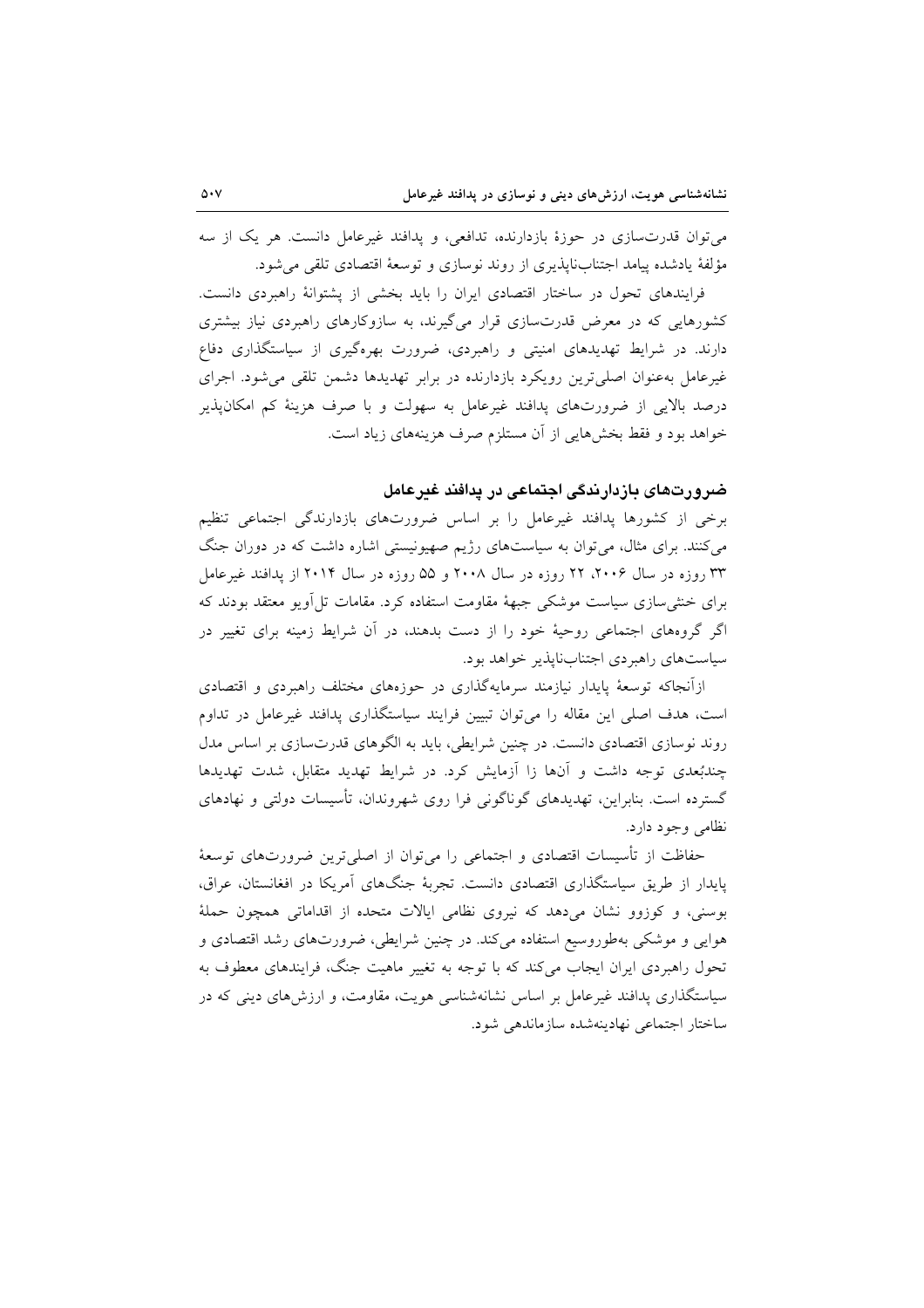می‌توان قدرت‌سازی در حوزهٔ بازدارنده، تدافعی، و پدافند غیرعامل دانست. هر یک از سه مؤلفهٔ یادشده پیامد اجتناب‌ناپذیری از روند نوسازی و توسعهٔ اقتصادی تلقی می‌شود.

فرایندهای تحول در ساختار اقتصادی ایران را باید بخشی از پشتوانهٔ راهبردی دانست. کشورهایی که در معرض قدرت‌سازی قرار می‌گیرند، به سازوکارهای راهبردی نیاز بیشتری دارند. در شرایط تهدیدهای امنیتی و راهبردی، ضرورت بهره‌گیری از سیاستگذاری دفاع غیرعامل به‌عنوان اصلی‌ترین رویکرد بازدارنده در برابر تهدیدها دشمن تلقی می‌شود. اجرای درصد بالایی از ضرورت‌های پدافند غیرعامل به سهولت و با صرف هزینهٔ کم امکان‌پذیر خواهد بود و فقط بخش‌هایی از آن مستلزم صرف هزینه‌های زیاد است.

## ضرورت‌های بازدارندگی اجتماعی در پدافند غیرعامل

برخی از کشورها پدافند غیرعامل را بر اساس ضرورت‌های بازدارندگی اجتماعی تنظیم می‌کنند. برای مثال، می‌توان به سیاست‌های رژیم صهیونیستی اشاره داشت که در دوران جنگ ۳۳ روزه در سال ۲۰۰۶، ۲۲ روزه در سال ۲۰۰۸ و ۵۵ روزه در سال ۲۰۱۴ از پدافند غیرعامل برای خنثی‌سازی سیاست موشکی جبههٔ مقاومت استفاده کرد. مقامات تل‌آویو معتقد بودند که اگر گروه‌های اجتماعی روحیهٔ خود را از دست بدهند، در آن شرایط زمینه برای تغییر در سیاست‌های راهبردی اجتناب‌ناپذیر خواهد بود.

ازآنجاکه توسعهٔ پایدار نیازمند سرمایه‌گذاری در حوزه‌های مختلف راهبردی و اقتصادی است، هدف اصلی این مقاله را می‌توان تبیین فرایند سیاستگذاری پدافند غیرعامل در تداوم روند نوسازی اقتصادی دانست. در چنین شرایطی، باید به الگوهای قدرت‌سازی بر اساس مدل چندبُعدی توجه داشت و آن‌ها زا آزمایش کرد. در شرایط تهدید متقابل، شدت تهدیدها گسترده است. بنابراین، تهدیدهای گوناگونی فرا روی شهروندان، تأسیسات دولتی و نهادهای نظامی وجود دارد.

حفاظت از تأسیسات اقتصادی و اجتماعی را می‌توان از اصلی‌ترین ضرورت‌های توسعهٔ پایدار از طریق سیاستگذاری اقتصادی دانست. تجربهٔ جنگ‌های آمریکا در افغانستان، عراق، بوسنی، و کوزوو نشان می‌دهد که نیروی نظامی ایالات متحده از اقداماتی همچون حملهٔ هوایی و موشکی به‌طوروسیع استفاده می‌کند. در چنین شرایطی، ضرورت‌های رشد اقتصادی و تحول راهبردی ایران ایجاب می‌کند که با توجه به تغییر ماهیت جنگ، فرایندهای معطوف به سیاستگذاری پدافند غیرعامل بر اساس نشانه‌شناسی هویت، مقاومت، و ارزش‌های دینی که در ساختار اجتماعی نهادینه‌شده سازماندهی شود.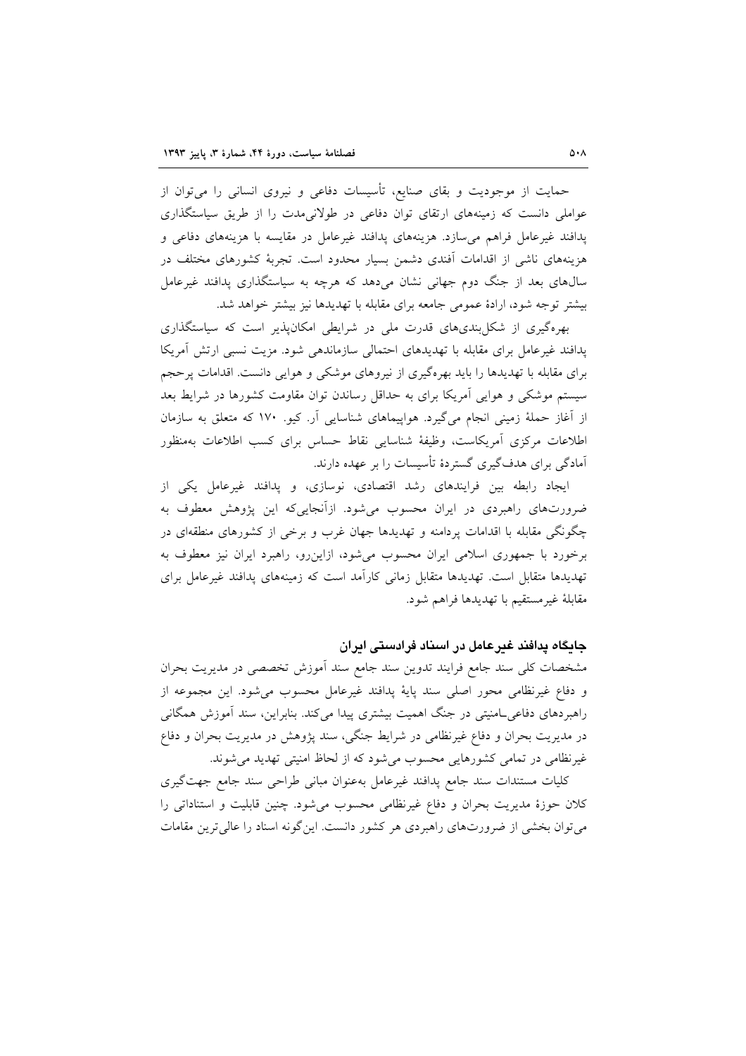حمایت از موجودیت و بقای صنایع، تأسیسات دفاعی و نیروی انسانی را می‌توان از عواملی دانست که زمینه‌های ارتقای توان دفاعی در طولانی‌مدت را از طریق سیاستگذاری پدافند غیرعامل فراهم می‌سازد. هزینه‌های پدافند غیرعامل در مقایسه با هزینه‌های دفاعی و هزینه‌های ناشی از اقدامات آفندی دشمن بسیار محدود است. تجربهٔ کشورهای مختلف در سال‌های بعد از جنگ دوم جهانی نشان می‌دهد که هرچه به سیاستگذاری پدافند غیرعامل بیشتر توجه شود، ارادهٔ عمومی جامعه برای مقابله با تهدیدها نیز بیشتر خواهد شد.

بهره‌گیری از شکل‌بندی‌های قدرت ملی در شرایطی امکان‌پذیر است که سیاستگذاری پدافند غیرعامل برای مقابله با تهدیدهای احتمالی سازماندهی شود. مزیت نسبی ارتش آمریکا برای مقابله با تهدیدها را باید بهره‌گیری از نیروهای موشکی و هوایی دانست. اقدامات پرحجم سیستم موشکی و هوایی آمریکا برای به حداقل رساندن توان مقاومت کشورها در شرایط بعد از آغاز حملهٔ زمینی انجام می‌گیرد. هواپیماهای شناسایی آر. کیو. ۱۷۰ که متعلق به سازمان اطلاعات مرکزی آمریکاست، وظیفهٔ شناسایی نقاط حساس برای کسب اطلاعات به‌منظور آمادگی برای هدف‌گیری گستردهٔ تأسیسات را بر عهده دارند.

ایجاد رابطه بین فرایندهای رشد اقتصادی، نوسازی، و پدافند غیرعامل یکی از ضرورت‌های راهبردی در ایران محسوب می‌شود. ازآنجایی‌که این پژوهش معطوف به چگونگی مقابله با اقدامات پردامنه و تهدیدها جهان غرب و برخی از کشورهای منطقه‌ای در برخورد با جمهوری اسلامی ایران محسوب می‌شود، ازاین‌رو، راهبرد ایران نیز معطوف به تهدیدها متقابل است. تهدیدها متقابل زمانی کارآمد است که زمینه‌های پدافند غیرعامل برای مقابلهٔ غیرمستقیم با تهدیدها فراهم شود.

## جایگاه پدافند غیرعامل در اسناد فرادستی ایران

مشخصات کلی سند جامع فرایند تدوین سند جامع سند آموزش تخصصی در مدیریت بحران و دفاع غیرنظامی محور اصلی سند پایهٔ پدافند غیرعامل محسوب می‌شود. این مجموعه از راهبردهای دفاعی‌ـامنیتی در جنگ اهمیت بیشتری پیدا می‌کند. بنابراین، سند آموزش همگانی در مدیریت بحران و دفاع غیرنظامی در شرایط جنگی، سند پژوهش در مدیریت بحران و دفاع غیرنظامی در تمامی کشورهایی محسوب می‌شود که از لحاظ امنیتی تهدید می‌شوند.

کلیات مستندات سند جامع پدافند غیرعامل به‌عنوان مبانی طراحی سند جامع جهت‌گیری کلان حوزهٔ مدیریت بحران و دفاع غیرنظامی محسوب می‌شود. چنین قابلیت و استناداتی را می‌توان بخشی از ضرورت‌های راهبردی هر کشور دانست. این‌گونه اسناد را عالی‌ترین مقامات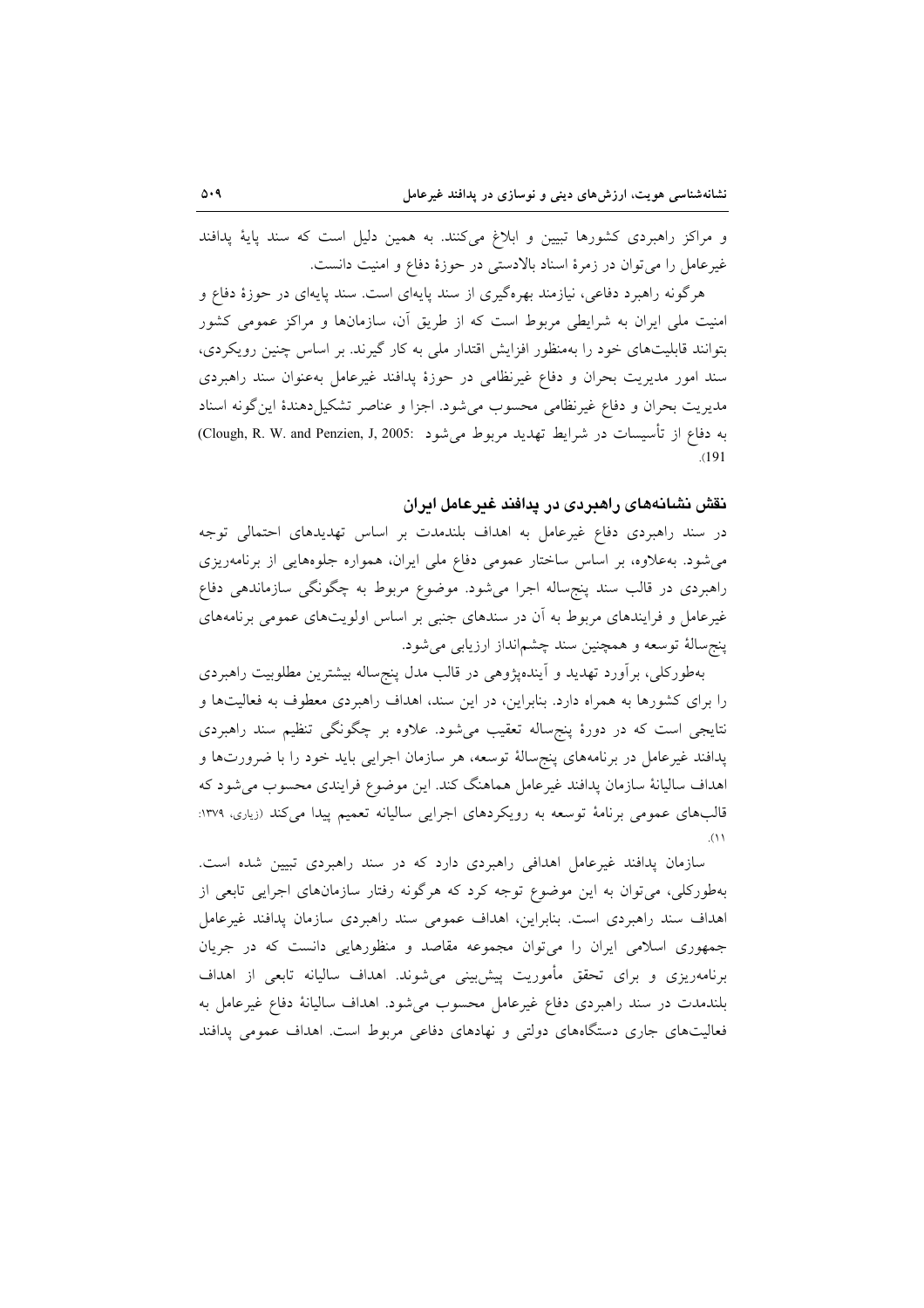و مراکز راهبردی کشورها تبیین و ابلاغ می‌کنند. به همین دلیل است که سند پایهٔ پدافند غیرعامل را می‌توان در زمرهٔ اسناد بالادستی در حوزهٔ دفاع و امنیت دانست.

هرگونه راهبرد دفاعی، نیازمند بهره‌گیری از سند پایه‌ای است. سند پایه‌ای در حوزهٔ دفاع و امنیت ملی ایران به شرایطی مربوط است که از طریق آن، سازمان‌ها و مراکز عمومی کشور بتوانند قابلیت‌های خود را به‌منظور افزایش اقتدار ملی به کار گیرند. بر اساس چنین رویکردی، سند امور مدیریت بحران و دفاع غیرنظامی در حوزهٔ پدافند غیرعامل به‌عنوان سند راهبردی مدیریت بحران و دفاع غیرنظامی محسوب می‌شود. اجزا و عناصر تشکیل‌دهندهٔ این‌گونه اسناد به دفاع از تأسیسات در شرایط تهدید مربوط می‌شود (Clough, R. W. and Penzien, J, 2005: 191).

## نقش نشانه‌های راهبردی در پدافند غیرعامل ایران

در سند راهبردی دفاع غیرعامل به اهداف بلندمدت بر اساس تهدیدهای احتمالی توجه می‌شود. به‌علاوه، بر اساس ساختار عمومی دفاع ملی ایران، همواره جلوه‌هایی از برنامه‌ریزی راهبردی در قالب سند پنج‌ساله اجرا می‌شود. موضوع مربوط به چگونگی سازماندهی دفاع غیرعامل و فرایندهای مربوط به آن در سندهای جنبی بر اساس اولویت‌های عمومی برنامه‌های پنج‌سالهٔ توسعه و همچنین سند چشم‌انداز ارزیابی می‌شود.

به‌طورکلی، برآورد تهدید و آینده‌پژوهی در قالب مدل پنج‌ساله بیشترین مطلوبیت راهبردی را برای کشورها به همراه دارد. بنابراین، در این سند، اهداف راهبردی معطوف به فعالیت‌ها و نتایجی است که در دورهٔ پنج‌ساله تعقیب می‌شود. علاوه بر چگونگی تنظیم سند راهبردی پدافند غیرعامل در برنامه‌های پنج‌سالهٔ توسعه، هر سازمان اجرایی باید خود را با ضرورت‌ها و اهداف سالیانهٔ سازمان پدافند غیرعامل هماهنگ کند. این موضوع فرایندی محسوب می‌شود که قالب‌های عمومی برنامهٔ توسعه به رویکردهای اجرایی سالیانه تعمیم پیدا می‌کند (زیاری، ۱۳۷۹: ۱۱).

سازمان پدافند غیرعامل اهدافی راهبردی دارد که در سند راهبردی تبیین شده است. به‌طورکلی، می‌توان به این موضوع توجه کرد که هرگونه رفتار سازمان‌های اجرایی تابعی از اهداف سند راهبردی است. بنابراین، اهداف عمومی سند راهبردی سازمان پدافند غیرعامل جمهوری اسلامی ایران را می‌توان مجموعه مقاصد و منظورهایی دانست که در جریان برنامه‌ریزی و برای تحقق مأموریت پیش‌بینی می‌شوند. اهداف سالیانه تابعی از اهداف بلندمدت در سند راهبردی دفاع غیرعامل محسوب می‌شود. اهداف سالیانهٔ دفاع غیرعامل به فعالیت‌های جاری دستگاه‌های دولتی و نهادهای دفاعی مربوط است. اهداف عمومی پدافند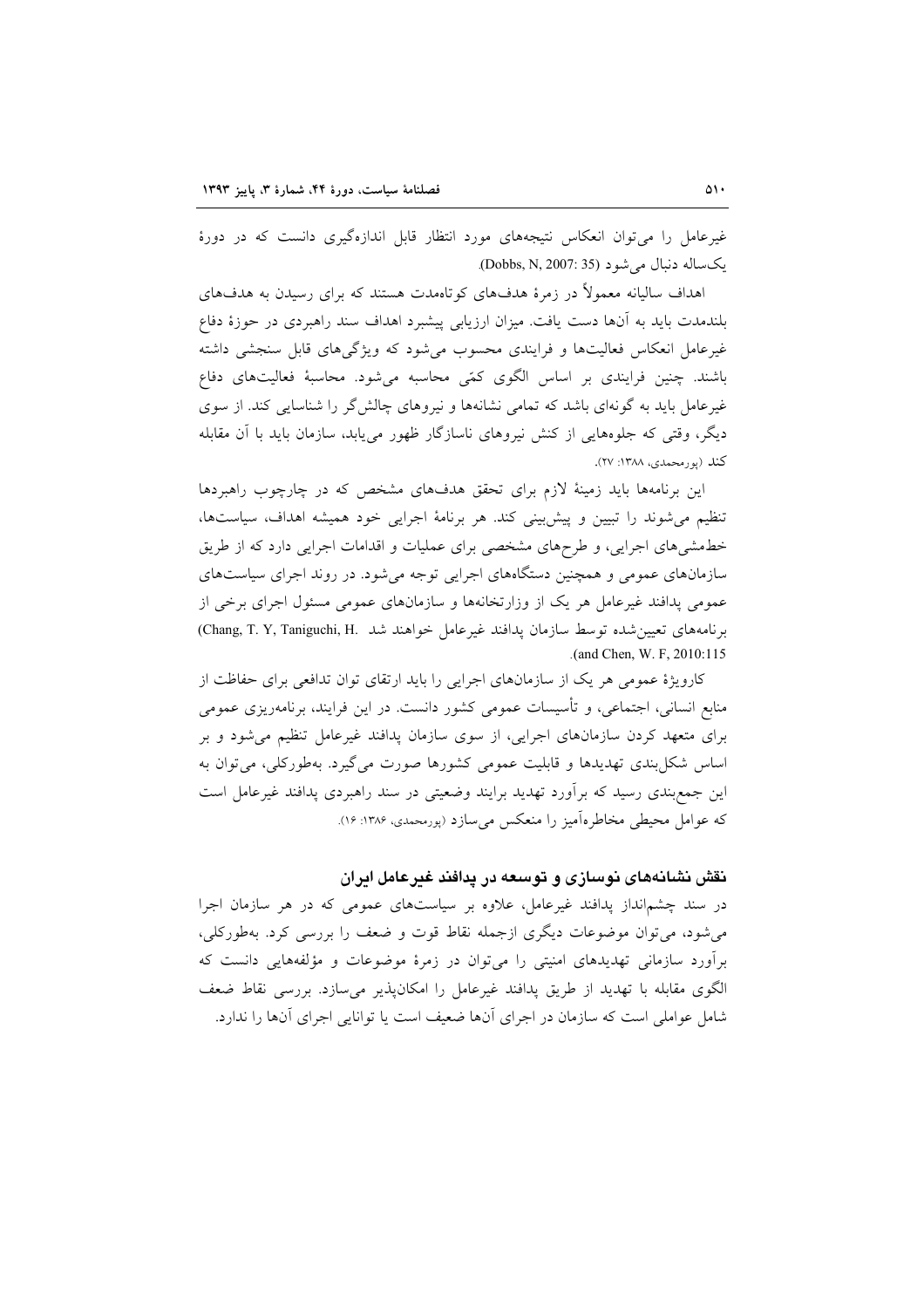غیرعامل را می‌توان انعکاس نتیجه‌های مورد انتظار قابل اندازه‌گیری دانست که در دورهٔ یک‌ساله دنبال می‌شود (Dobbs, N, 2007: 35).

اهداف سالیانه معمولاً در زمرهٔ هدف‌های کوتاه‌مدت هستند که برای رسیدن به هدف‌های بلندمدت باید به آن‌ها دست یافت. میزان ارزیابی پیشبرد اهداف سند راهبردی در حوزهٔ دفاع غیرعامل انعکاس فعالیت‌ها و فرایندی محسوب می‌شود که ویژگی‌های قابل سنجشی داشته باشند. چنین فرایندی بر اساس الگوی کمّی محاسبه می‌شود. محاسبهٔ فعالیت‌های دفاع غیرعامل باید به گونه‌ای باشد که تمامی نشانه‌ها و نیروهای چالش‌گر را شناسایی کند. از سوی دیگر، وقتی که جلوه‌هایی از کنش نیروهای ناسازگار ظهور می‌یابد، سازمان باید با آن مقابله کند (پورمحمدی، ۱۳۸۸: ۲۷).

این برنامه‌ها باید زمینهٔ لازم برای تحقق هدف‌های مشخص که در چارچوب راهبردها تنظیم می‌شوند را تبیین و پیش‌بینی کند. هر برنامهٔ اجرایی خود همیشه اهداف، سیاست‌ها، خط‌مشی‌های اجرایی، و طرح‌های مشخصی برای عملیات و اقدامات اجرایی دارد که از طریق سازمان‌های عمومی و همچنین دستگاه‌های اجرایی توجه می‌شود. در روند اجرای سیاست‌های عمومی پدافند غیرعامل هر یک از وزارتخانه‌ها و سازمان‌های عمومی مسئول اجرای برخی از برنامه‌های تعیین‌شده توسط سازمان پدافند غیرعامل خواهند شد (Chang, T. Y, Taniguchi, H. and Chen, W. F, 2010:115).

کارویژهٔ عمومی هر یک از سازمان‌های اجرایی را باید ارتقای توان تدافعی برای حفاظت از منابع انسانی، اجتماعی، و تأسیسات عمومی کشور دانست. در این فرایند، برنامه‌ریزی عمومی برای متعهد کردن سازمان‌های اجرایی، از سوی سازمان پدافند غیرعامل تنظیم می‌شود و بر اساس شکل‌بندی تهدیدها و قابلیت عمومی کشورها صورت می‌گیرد. به‌طورکلی، می‌توان به این جمع‌بندی رسید که برآورد تهدید برایند وضعیتی در سند راهبردی پدافند غیرعامل است که عوامل محیطی مخاطره‌آمیز را منعکس می‌سازد (پورمحمدی، ۱۳۸۶: ۱۶).

## نقش نشانه‌های نوسازی و توسعه در پدافند غیرعامل ایران

در سند چشم‌انداز پدافند غیرعامل، علاوه بر سیاست‌های عمومی که در هر سازمان اجرا می‌شود، می‌توان موضوعات دیگری ازجمله نقاط قوت و ضعف را بررسی کرد. به‌طورکلی، برآورد سازمانی تهدیدهای امنیتی را می‌توان در زمرهٔ موضوعات و مؤلفه‌هایی دانست که الگوی مقابله با تهدید از طریق پدافند غیرعامل را امکان‌پذیر می‌سازد. بررسی نقاط ضعف شامل عواملی است که سازمان در اجرای آن‌ها ضعیف است یا توانایی اجرای آن‌ها را ندارد.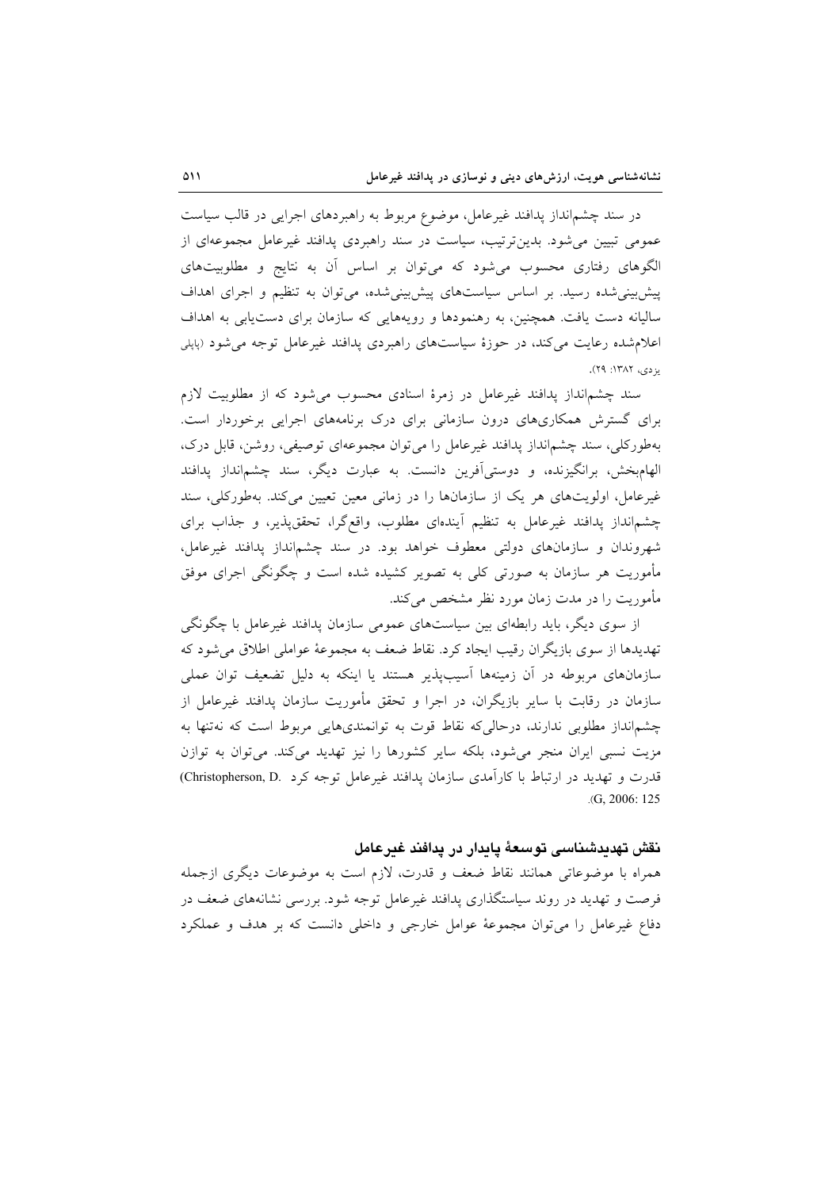در سند چشم‌انداز پدافند غیرعامل، موضوع مربوط به راهبردهای اجرایی در قالب سیاست عمومی تبیین می‌شود. بدین‌ترتیب، سیاست در سند راهبردی پدافند غیرعامل مجموعه‌ای از الگوهای رفتاری محسوب می‌شود که می‌توان بر اساس آن به نتایج و مطلوبیت‌های پیش‌بینی‌شده رسید. بر اساس سیاست‌های پیش‌بینی‌شده، می‌توان به تنظیم و اجرای اهداف سالیانه دست یافت. همچنین، به رهنمودها و رویه‌هایی که سازمان برای دست‌یابی به اهداف اعلام‌شده رعایت می‌کند، در حوزهٔ سیاست‌های راهبردی پدافند غیرعامل توجه می‌شود (پاپلی یزدی، ۱۳۸۲: ۲۹).

سند چشم‌انداز پدافند غیرعامل در زمرهٔ اسنادی محسوب می‌شود که از مطلوبیت لازم برای گسترش همکاری‌های درون سازمانی برای درک برنامه‌های اجرایی برخوردار است. به‌طورکلی، سند چشم‌انداز پدافند غیرعامل را می‌توان مجموعه‌ای توصیفی، روشن، قابل درک، الهام‌بخش، برانگیزنده، و دوستی‌آفرین دانست. به عبارت دیگر، سند چشم‌انداز پدافند غیرعامل، اولویت‌های هر یک از سازمان‌ها را در زمانی معین تعیین می‌کند. به‌طورکلی، سند چشم‌انداز پدافند غیرعامل به تنظیم آینده‌ای مطلوب، واقع‌گرا، تحقق‌پذیر، و جذاب برای شهروندان و سازمان‌های دولتی معطوف خواهد بود. در سند چشم‌انداز پدافند غیرعامل، مأموریت هر سازمان به صورتی کلی به تصویر کشیده شده است و چگونگی اجرای موفق مأموریت را در مدت زمان مورد نظر مشخص می‌کند.

از سوی دیگر، باید رابطه‌ای بین سیاست‌های عمومی سازمان پدافند غیرعامل با چگونگی تهدیدها از سوی بازیگران رقیب ایجاد کرد. نقاط ضعف به مجموعهٔ عواملی اطلاق می‌شود که سازمان‌های مربوطه در آن زمینه‌ها آسیب‌پذیر هستند یا اینکه به دلیل تضعیف توان عملی سازمان در رقابت با سایر بازیگران، در اجرا و تحقق مأموریت سازمان پدافند غیرعامل از چشم‌انداز مطلوبی ندارند، درحالی‌که نقاط قوت به توانمندی‌هایی مربوط است که نه‌تنها به مزیت نسبی ایران منجر می‌شود، بلکه سایر کشورها را نیز تهدید می‌کند. می‌توان به توازن قدرت و تهدید در ارتباط با کارآمدی سازمان پدافند غیرعامل توجه کرد (Christopherson, D. G, 2006: 125).

## نقش تهدیدشناسی توسعهٔ پایدار در پدافند غیرعامل

همراه با موضوعاتی همانند نقاط ضعف و قدرت، لازم است به موضوعات دیگری ازجمله فرصت و تهدید در روند سیاستگذاری پدافند غیرعامل توجه شود. بررسی نشانه‌های ضعف در دفاع غیرعامل را می‌توان مجموعهٔ عوامل خارجی و داخلی دانست که بر هدف و عملکرد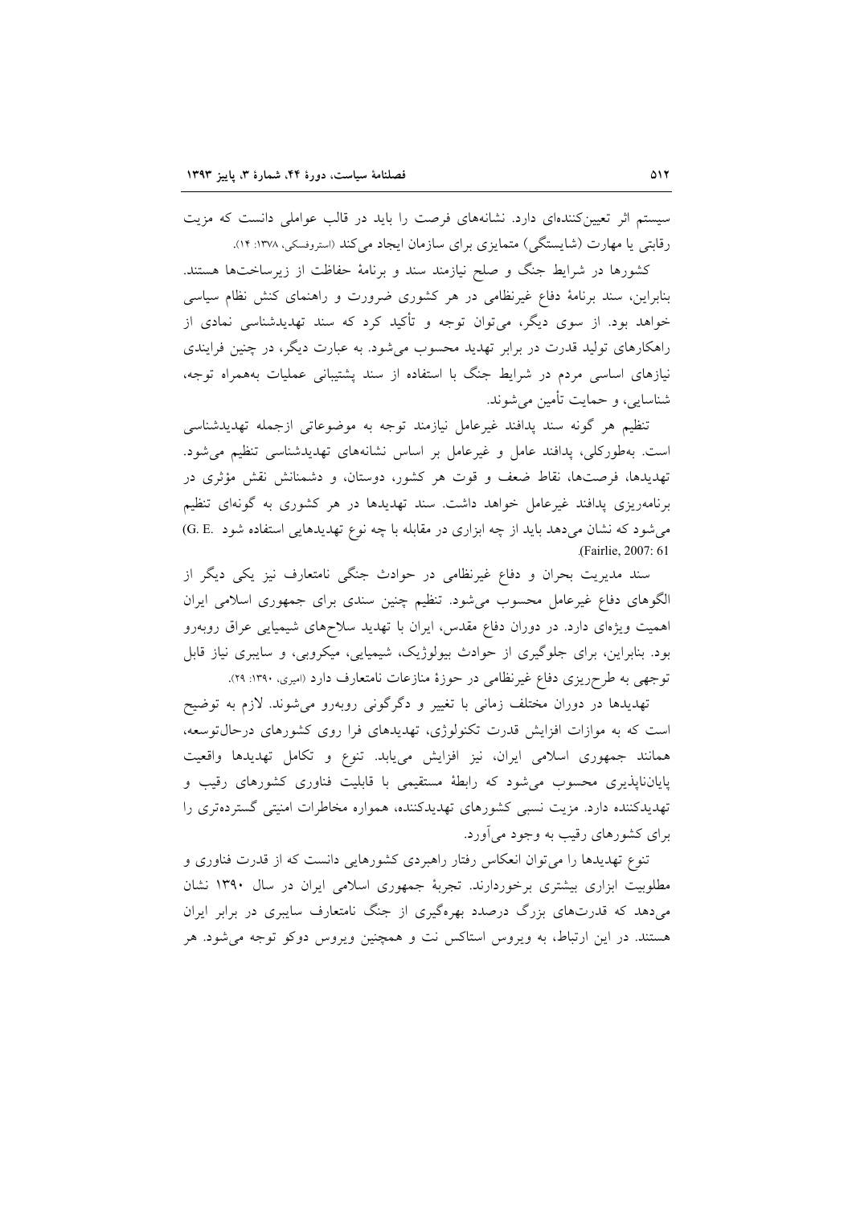سیستم اثر تعیین‌کننده‌ای دارد. نشانه‌های فرصت را باید در قالب عواملی دانست که مزیت رقابتی یا مهارت (شایستگی) متمایزی برای سازمان ایجاد می‌کند (استروفسکی، ۱۳۷۸: ۱۴).

کشورها در شرایط جنگ و صلح نیازمند سند و برنامهٔ حفاظت از زیرساخت‌ها هستند. بنابراین، سند برنامهٔ دفاع غیرنظامی در هر کشوری ضرورت و راهنمای کنش نظام سیاسی خواهد بود. از سوی دیگر، می‌توان توجه و تأکید کرد که سند تهدیدشناسی نمادی از راهکارهای تولید قدرت در برابر تهدید محسوب می‌شود. به عبارت دیگر، در چنین فرایندی نیازهای اساسی مردم در شرایط جنگ با استفاده از سند پشتیبانی عملیات به‌همراه توجه، شناسایی، و حمایت تأمین می‌شوند.

تنظیم هر گونه سند پدافند غیرعامل نیازمند توجه به موضوعاتی ازجمله تهدیدشناسی است. به‌طورکلی، پدافند عامل و غیرعامل بر اساس نشانه‌های تهدیدشناسی تنظیم می‌شود. تهدیدها، فرصت‌ها، نقاط ضعف و قوت هر کشور، دوستان، و دشمنانش نقش مؤثری در برنامه‌ریزی پدافند غیرعامل خواهد داشت. سند تهدیدها در هر کشوری به گونه‌ای تنظیم می‌شود که نشان می‌دهد باید از چه ابزاری در مقابله با چه نوع تهدیدهایی استفاده شود (G. E. Fairlie, 2007: 61).

سند مدیریت بحران و دفاع غیرنظامی در حوادث جنگی نامتعارف نیز یکی دیگر از الگوهای دفاع غیرعامل محسوب می‌شود. تنظیم چنین سندی برای جمهوری اسلامی ایران اهمیت ویژه‌ای دارد. در دوران دفاع مقدس، ایران با تهدید سلاح‌های شیمیایی عراق روبه‌رو بود. بنابراین، برای جلوگیری از حوادث بیولوژیک، شیمیایی، میکروبی، و سایبری نیاز قابل توجهی به طرح‌ریزی دفاع غیرنظامی در حوزهٔ منازعات نامتعارف دارد (امیری، ۱۳۹۰: ۲۹).

تهدیدها در دوران مختلف زمانی با تغییر و دگرگونی روبه‌رو می‌شوند. لازم به توضیح است که به موازات افزایش قدرت تکنولوژی، تهدیدهای فرا روی کشورهای درحال‌توسعه، همانند جمهوری اسلامی ایران، نیز افزایش می‌یابد. تنوع و تکامل تهدیدها واقعیت پایان‌ناپذیری محسوب می‌شود که رابطهٔ مستقیمی با قابلیت فناوری کشورهای رقیب و تهدیدکننده دارد. مزیت نسبی کشورهای تهدیدکننده، همواره مخاطرات امنیتی گسترده‌تری را برای کشورهای رقیب به وجود می‌آورد.

تنوع تهدیدها را می‌توان انعکاس رفتار راهبردی کشورهایی دانست که از قدرت فناوری و مطلوبیت ابزاری بیشتری برخوردارند. تجربهٔ جمهوری اسلامی ایران در سال ۱۳۹۰ نشان می‌دهد که قدرت‌های بزرگ درصدد بهره‌گیری از جنگ نامتعارف سایبری در برابر ایران هستند. در این ارتباط، به ویروس استاکس نت و همچنین ویروس دوکو توجه می‌شود. هر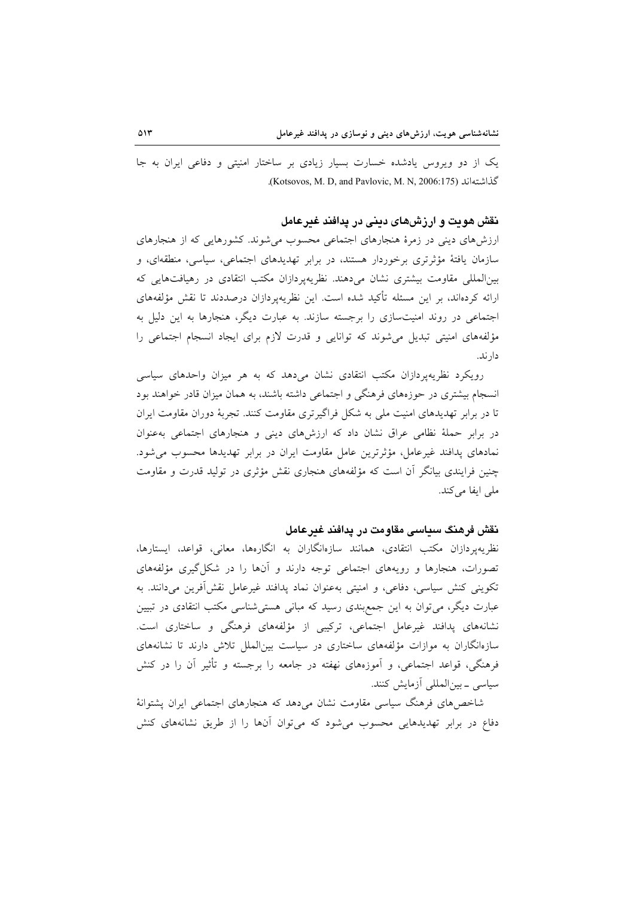یک از دو ویروس یادشده خسارت بسیار زیادی بر ساختار امنیتی و دفاعی ایران به جا گذاشته‌اند (Kotsovos, M. D, and Pavlovic, M. N, 2006:175).

## نقش هویت و ارزش‌های دینی در پدافند غیرعامل

ارزش‌های دینی در زمرهٔ هنجارهای اجتماعی محسوب می‌شوند. کشورهایی که از هنجارهای سازمان یافتهٔ مؤثرتری برخوردار هستند، در برابر تهدیدهای اجتماعی، سیاسی، منطقه‌ای، و بین‌المللی مقاومت بیشتری نشان می‌دهند. نظریه‌پردازان مکتب انتقادی در رهیافت‌هایی که ارائه کرده‌اند، بر این مسئله تأکید شده است. این نظریه‌پردازان درصددند تا نقش مؤلفه‌های اجتماعی در روند امنیت‌سازی را برجسته سازند. به عبارت دیگر، هنجارها به این دلیل به مؤلفه‌های امنیتی تبدیل می‌شوند که توانایی و قدرت لازم برای ایجاد انسجام اجتماعی را دارند.

رویکرد نظریه‌پردازان مکتب انتقادی نشان می‌دهد که به هر میزان واحدهای سیاسی انسجام بیشتری در حوزه‌های فرهنگی و اجتماعی داشته باشند، به همان میزان قادر خواهند بود تا در برابر تهدیدهای امنیت ملی به شکل فراگیرتری مقاومت کنند. تجربهٔ دوران مقاومت ایران در برابر حملهٔ نظامی عراق نشان داد که ارزش‌های دینی و هنجارهای اجتماعی به‌عنوان نمادهای پدافند غیرعامل، مؤثرترین عامل مقاومت ایران در برابر تهدیدها محسوب می‌شود. چنین فرایندی بیانگر آن است که مؤلفه‌های هنجاری نقش مؤثری در تولید قدرت و مقاومت ملی ایفا می‌کند.

## نقش فرهنگ سیاسی مقاومت در پدافند غیرعامل

نظریه‌پردازان مکتب انتقادی، همانند سازه‌انگاران به انگاره‌ها، معانی، قواعد، ایستارها، تصورات، هنجارها و رویه‌های اجتماعی توجه دارند و آن‌ها را در شکل‌گیری مؤلفه‌های تکوینی کنش سیاسی، دفاعی، و امنیتی به‌عنوان نماد پدافند غیرعامل نقش‌آفرین می‌دانند. به عبارت دیگر، می‌توان به این جمع‌بندی رسید که مبانی هستی‌شناسی مکتب انتقادی در تبیین نشانه‌های پدافند غیرعامل اجتماعی، ترکیبی از مؤلفه‌های فرهنگی و ساختاری است. سازه‌انگاران به موازات مؤلفه‌های ساختاری در سیاست بین‌الملل تلاش دارند تا نشانه‌های فرهنگی، قواعد اجتماعی، و آموزه‌های نهفته در جامعه را برجسته و تأثیر آن را در کنش سیاسی ـ بین‌المللی آزمایش کنند.

شاخص‌های فرهنگ سیاسی مقاومت نشان می‌دهد که هنجارهای اجتماعی ایران پشتوانهٔ دفاع در برابر تهدیدهایی محسوب می‌شود که می‌توان آن‌ها را از طریق نشانه‌های کنش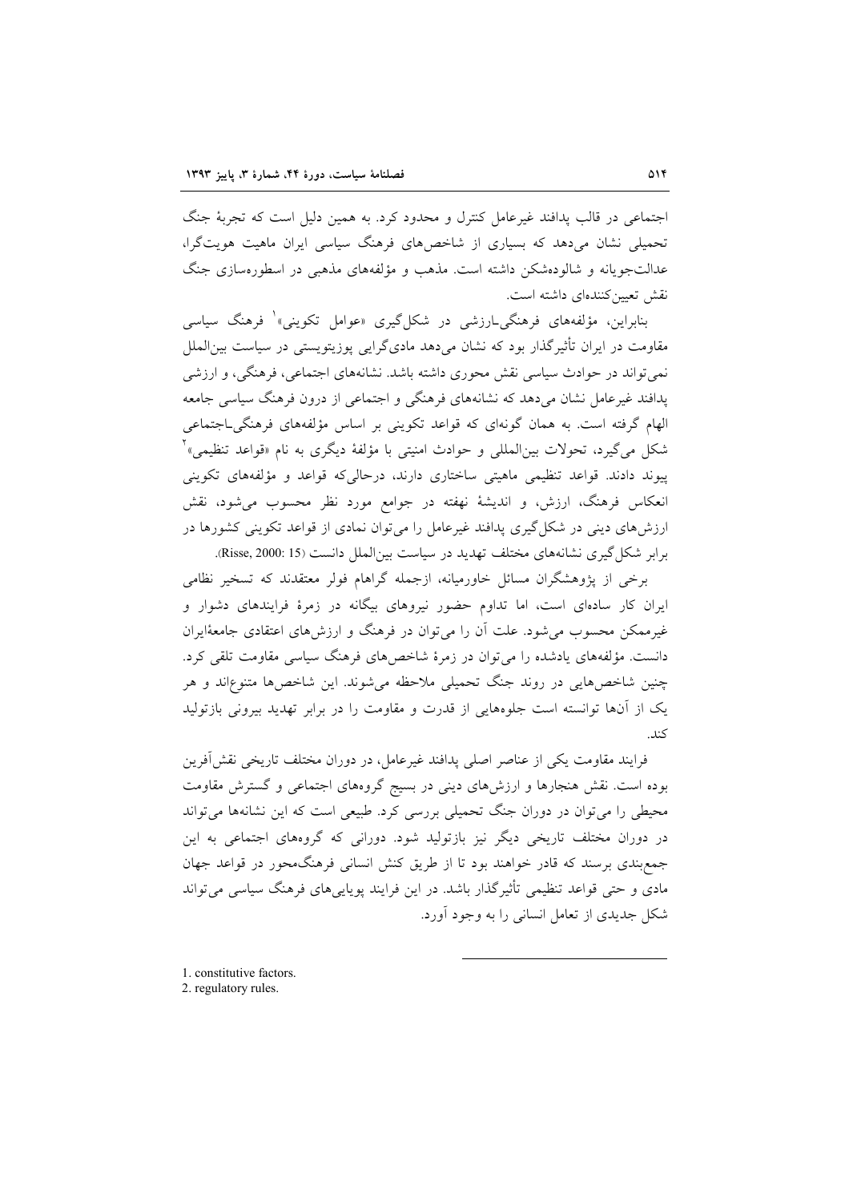اجتماعی در قالب پدافند غیرعامل کنترل و محدود کرد. به همین دلیل است که تجربهٔ جنگ تحمیلی نشان می‌دهد که بسیاری از شاخص‌های فرهنگ سیاسی ایران ماهیت هویت‌گرا، عدالت‌جویانه و شالوده‌شکن داشته است. مذهب و مؤلفه‌های مذهبی در اسطوره‌سازی جنگ نقش تعیین‌کننده‌ای داشته است.

بنابراین، مؤلفه‌های فرهنگی‌ـارزشی در شکل‌گیری «عوامل تکوینی»[1] فرهنگ سیاسی مقاومت در ایران تأثیرگذار بود که نشان می‌دهد مادی‌گرایی پوزیتویستی در سیاست بین‌الملل نمی‌تواند در حوادث سیاسی نقش محوری داشته باشد. نشانه‌های اجتماعی، فرهنگی، و ارزشی پدافند غیرعامل نشان می‌دهد که نشانه‌های فرهنگی و اجتماعی از درون فرهنگ سیاسی جامعه الهام گرفته است. به همان گونه‌ای که قواعد تکوینی بر اساس مؤلفه‌های فرهنگی‌ـاجتماعی شکل می‌گیرد، تحولات بین‌المللی و حوادث امنیتی با مؤلفهٔ دیگری به نام «قواعد تنظیمی»[2] پیوند دادند. قواعد تنظیمی ماهیتی ساختاری دارند، درحالی‌که قواعد و مؤلفه‌های تکوینی انعکاس فرهنگ، ارزش، و اندیشهٔ نهفته در جوامع مورد نظر محسوب می‌شود، نقش ارزش‌های دینی در شکل‌گیری پدافند غیرعامل را می‌توان نمادی از قواعد تکوینی کشورها در برابر شکل‌گیری نشانه‌های مختلف تهدید در سیاست بین‌الملل دانست (Risse, 2000: 15).

برخی از پژوهشگران مسائل خاورمیانه، ازجمله گراهام فولر معتقدند که تسخیر نظامی ایران کار ساده‌ای است، اما تداوم حضور نیروهای بیگانه در زمرهٔ فرایندهای دشوار و غیرممکن محسوب می‌شود. علت آن را می‌توان در فرهنگ و ارزش‌های اعتقادی جامعهٔ‌ایران دانست. مؤلفه‌های یادشده را می‌توان در زمرهٔ شاخص‌های فرهنگ سیاسی مقاومت تلقی کرد. چنین شاخص‌هایی در روند جنگ تحمیلی ملاحظه می‌شوند. این شاخص‌ها متنوع‌اند و هر یک از آن‌ها توانسته است جلوه‌هایی از قدرت و مقاومت را در برابر تهدید بیرونی بازتولید کند.

فرایند مقاومت یکی از عناصر اصلی پدافند غیرعامل، در دوران مختلف تاریخی نقش‌آفرین بوده است. نقش هنجارها و ارزش‌های دینی در بسیج گروه‌های اجتماعی و گسترش مقاومت محیطی را می‌توان در دوران جنگ تحمیلی بررسی کرد. طبیعی است که این نشانه‌ها می‌تواند در دوران مختلف تاریخی دیگر نیز بازتولید شود. دورانی که گروه‌های اجتماعی به این جمع‌بندی برسند که قادر خواهند بود تا از طریق کنش انسانی فرهنگ‌محور در قواعد جهان مادی و حتی قواعد تنظیمی تأثیرگذار باشد. در این فرایند پویایی‌های فرهنگ سیاسی می‌تواند شکل جدیدی از تعامل انسانی را به وجود آورد.

---

1. constitutive factors.
2. regulatory rules.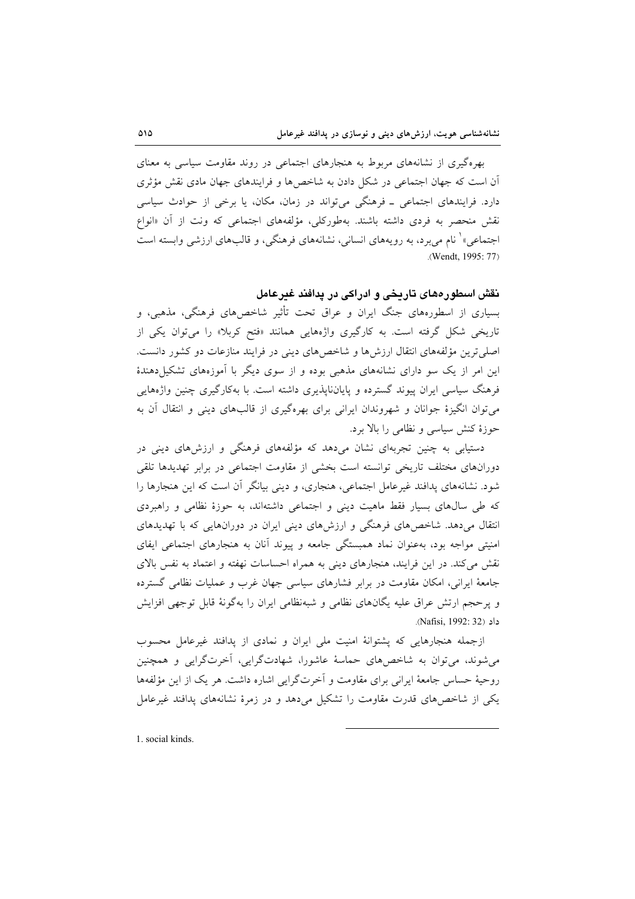بهره‌گیری از نشانه‌های مربوط به هنجارهای اجتماعی در روند مقاومت سیاسی به معنای آن است که جهان اجتماعی در شکل دادن به شاخص‌ها و فرایندهای جهان مادی نقش مؤثری دارد. فرایندهای اجتماعی ـ فرهنگی می‌تواند در زمان، مکان، یا برخی از حوادث سیاسی نقش منحصر به فردی داشته باشند. به‌طورکلی، مؤلفه‌های اجتماعی که ونت از آن «انواع اجتماعی»[1] نام می‌برد، به رویه‌های انسانی، نشانه‌های فرهنگی، و قالب‌های ارزشی وابسته است (Wendt, 1995: 77).

## نقش اسطوره‌های تاریخی و ادراکی در پدافند غیرعامل

بسیاری از اسطوره‌های جنگ ایران و عراق تحت تأثیر شاخص‌های فرهنگی، مذهبی، و تاریخی شکل گرفته است. به کارگیری واژه‌هایی همانند «فتح کربلا» را می‌توان یکی از اصلی‌ترین مؤلفه‌های انتقال ارزش‌ها و شاخص‌های دینی در فرایند منازعات دو کشور دانست. این امر از یک سو دارای نشانه‌های مذهبی بوده و از سوی دیگر با آموزه‌های تشکیل‌دهندهٔ فرهنگ سیاسی ایران پیوند گسترده و پایان‌ناپذیری داشته است. با به‌کارگیری چنین واژه‌هایی می‌توان انگیزهٔ جوانان و شهروندان ایرانی برای بهره‌گیری از قالب‌های دینی و انتقال آن به حوزهٔ کنش سیاسی و نظامی را بالا برد.

دستیابی به چنین تجربه‌ای نشان می‌دهد که مؤلفه‌های فرهنگی و ارزش‌های دینی در دوران‌های مختلف تاریخی توانسته است بخشی از مقاومت اجتماعی در برابر تهدیدها تلقی شود. نشانه‌های پدافند غیرعامل اجتماعی، هنجاری، و دینی بیانگر آن است که این هنجارها را که طی سال‌های بسیار فقط ماهیت دینی و اجتماعی داشته‌اند، به حوزهٔ نظامی و راهبردی انتقال می‌دهد. شاخص‌های فرهنگی و ارزش‌های دینی ایران در دوران‌هایی که با تهدیدهای امنیتی مواجه بود، به‌عنوان نماد همبستگی جامعه و پیوند آنان به هنجارهای اجتماعی ایفای نقش می‌کند. در این فرایند، هنجارهای دینی به همراه احساسات نهفته و اعتماد به نفس بالای جامعهٔ ایرانی، امکان مقاومت در برابر فشارهای سیاسی جهان غرب و عملیات نظامی گسترده و پرحجم ارتش عراق علیه یگان‌های نظامی و شبه‌نظامی ایران را به‌گونهٔ قابل توجهی افزایش داد (Nafisi, 1992: 32).

ازجمله هنجارهایی که پشتوانهٔ امنیت ملی ایران و نمادی از پدافند غیرعامل محسوب می‌شوند، می‌توان به شاخص‌های حماسهٔ عاشورا، شهادت‌گرایی، آخرت‌گرایی و همچنین روحیهٔ حساس جامعهٔ ایرانی برای مقاومت و آخرت‌گرایی اشاره داشت. هر یک از این مؤلفه‌ها یکی از شاخص‌های قدرت مقاومت را تشکیل می‌دهد و در زمرهٔ نشانه‌های پدافند غیرعامل

---

1. social kinds.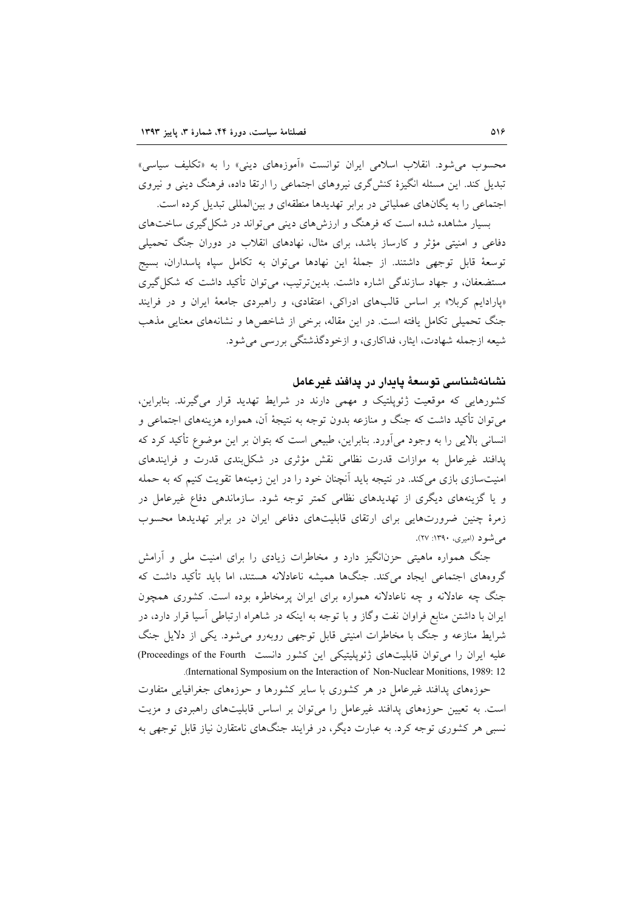محسوب می‌شود. انقلاب اسلامی ایران توانست «آموزه‌های دینی» را به «تکلیف سیاسی» تبدیل کند. این مسئله انگیزهٔ کنش‌گری نیروهای اجتماعی را ارتقا داده، فرهنگ دینی و نیروی اجتماعی را به یگان‌های عملیاتی در برابر تهدیدها منطقه‌ای و بین‌المللی تبدیل کرده است.

بسیار مشاهده شده است که فرهنگ و ارزش‌های دینی می‌تواند در شکل‌گیری ساخت‌های دفاعی و امنیتی مؤثر و کارساز باشد، برای مثال، نهادهای انقلاب در دوران جنگ تحمیلی توسعهٔ قابل توجهی داشتند. از جملهٔ این نهادها می‌توان به تکامل سپاه پاسداران، بسیج مستضعفان، و جهاد سازندگی اشاره داشت. بدین‌ترتیب، می‌توان تأکید داشت که شکل‌گیری «پارادایم کربلا» بر اساس قالب‌های ادراکی، اعتقادی، و راهبردی جامعهٔ ایران و در فرایند جنگ تحمیلی تکامل یافته است. در این مقاله، برخی از شاخص‌ها و نشانه‌های معنایی مذهب شیعه ازجمله شهادت، ایثار، فداکاری، و ازخودگذشتگی بررسی می‌شود.

## نشانه‌شناسی توسعهٔ پایدار در پدافند غیرعامل

کشورهایی که موقعیت ژئوپلتیک و مهمی دارند در شرایط تهدید قرار می‌گیرند. بنابراین، می‌توان تأکید داشت که جنگ و منازعه بدون توجه به نتیجهٔ آن، همواره هزینه‌های اجتماعی و انسانی بالایی را به وجود می‌آورد. بنابراین، طبیعی است که بتوان بر این موضوع تأکید کرد که پدافند غیرعامل به موازات قدرت نظامی نقش مؤثری در شکل‌بندی قدرت و فرایندهای امنیت‌سازی بازی می‌کند. در نتیجه باید آنچنان خود را در این زمینه‌ها تقویت کنیم که به حمله و یا گزینه‌های دیگری از تهدیدهای نظامی کمتر توجه شود. سازماندهی دفاع غیرعامل در زمرهٔ چنین ضرورت‌هایی برای ارتقای قابلیت‌های دفاعی ایران در برابر تهدیدها محسوب می‌شود (امیری، ۱۳۹۰: ۲۷).

جنگ همواره ماهیتی حزن‌انگیز دارد و مخاطرات زیادی را برای امنیت ملی و آرامش گروه‌های اجتماعی ایجاد می‌کند. جنگ‌ها همیشه ناعادلانه هستند، اما باید تأکید داشت که جنگ چه عادلانه و چه ناعادلانه همواره برای ایران پرمخاطره بوده است. کشوری همچون ایران با داشتن منابع فراوان نفت وگاز و با توجه به اینکه در شاهراه ارتباطی آسیا قرار دارد، در شرایط منازعه و جنگ با مخاطرات امنیتی قابل توجهی روبه‌رو می‌شود. یکی از دلایل جنگ علیه ایران را می‌توان قابلیت‌های ژئوپلیتیکی این کشور دانست (Proceedings of the Fourth International Symposium on the Interaction of Non-Nuclear Monitions, 1989: 12).

حوزه‌های پدافند غیرعامل در هر کشوری با سایر کشورها و حوزه‌های جغرافیایی متفاوت است. به تعیین حوزه‌های پدافند غیرعامل را می‌توان بر اساس قابلیت‌های راهبردی و مزیت نسبی هر کشوری توجه کرد. به عبارت دیگر، در فرایند جنگ‌های نامتقارن نیاز قابل توجهی به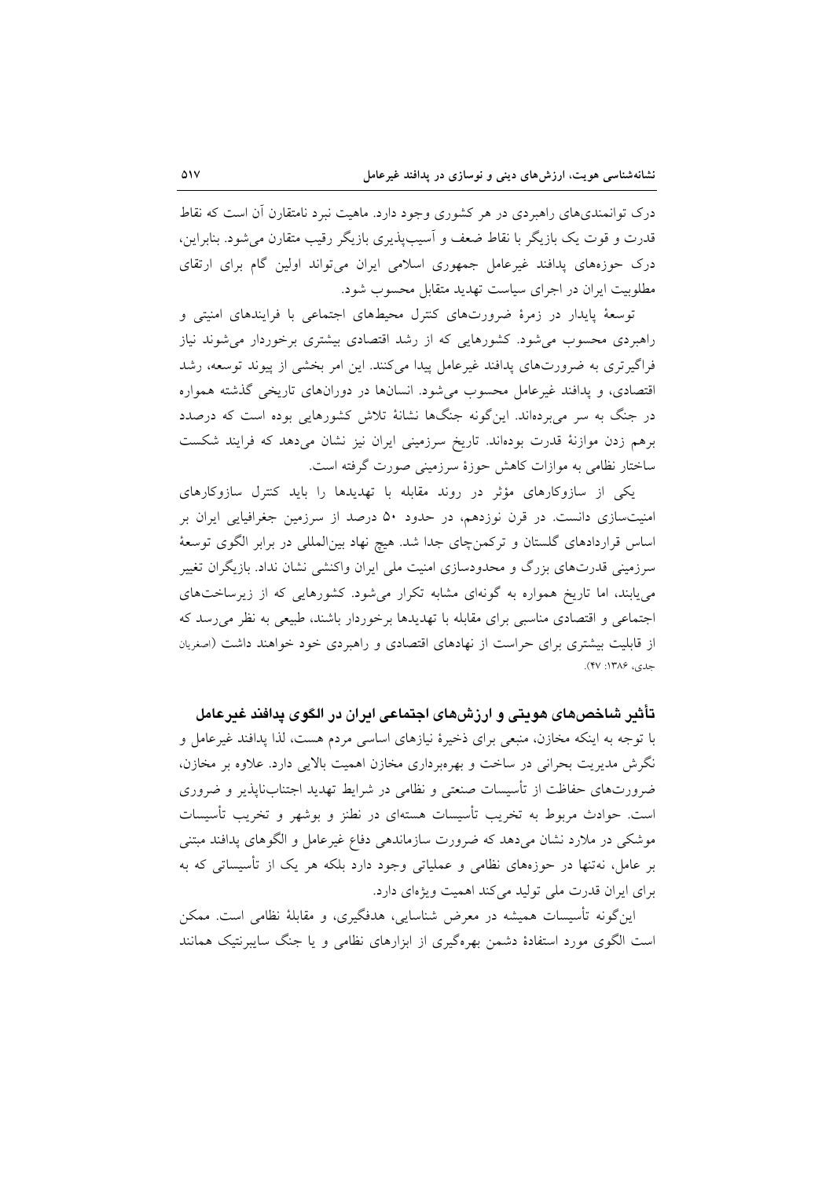درک توانمندی‌های راهبردی در هر کشوری وجود دارد. ماهیت نبرد نامتقارن آن است که نقاط قدرت و قوت یک بازیگر با نقاط ضعف و آسیب‌پذیری بازیگر رقیب متقارن می‌شود. بنابراین، درک حوزه‌های پدافند غیرعامل جمهوری اسلامی ایران می‌تواند اولین گام برای ارتقای مطلوبیت ایران در اجرای سیاست تهدید متقابل محسوب شود.

توسعهٔ پایدار در زمرهٔ ضرورت‌های کنترل محیط‌های اجتماعی با فرایندهای امنیتی و راهبردی محسوب می‌شود. کشورهایی که از رشد اقتصادی بیشتری برخوردار می‌شوند نیاز فراگیرتری به ضرورت‌های پدافند غیرعامل پیدا می‌کنند. این امر بخشی از پیوند توسعه، رشد اقتصادی، و پدافند غیرعامل محسوب می‌شود. انسان‌ها در دوران‌های تاریخی گذشته همواره در جنگ به سر می‌برده‌اند. این‌گونه جنگ‌ها نشانهٔ تلاش کشورهایی بوده است که درصدد برهم زدن موازنهٔ قدرت بوده‌اند. تاریخ سرزمینی ایران نیز نشان می‌دهد که فرایند شکست ساختار نظامی به موازات کاهش حوزهٔ سرزمینی صورت گرفته است.

یکی از سازوکارهای مؤثر در روند مقابله با تهدیدها را باید کنترل سازوکارهای امنیت‌سازی دانست. در قرن نوزدهم، در حدود ۵۰ درصد از سرزمین جغرافیایی ایران بر اساس قراردادهای گلستان و ترکمن‌چای جدا شد. هیچ نهاد بین‌المللی در برابر الگوی توسعهٔ سرزمینی قدرت‌های بزرگ و محدودسازی امنیت ملی ایران واکنشی نشان نداد. بازیگران تغییر می‌یابند، اما تاریخ همواره به گونه‌ای مشابه تکرار می‌شود. کشورهایی که از زیرساخت‌های اجتماعی و اقتصادی مناسبی برای مقابله با تهدیدها برخوردار باشند، طبیعی به نظر می‌رسد که از قابلیت بیشتری برای حراست از نهادهای اقتصادی و راهبردی خود خواهند داشت (اصغریان جدی، ۱۳۸۶: ۴۷).

## تأثیر شاخص‌های هویتی و ارزش‌های اجتماعی ایران در الگوی پدافند غیرعامل

با توجه به اینکه مخازن، منبعی برای ذخیرهٔ نیازهای اساسی مردم هست، لذا پدافند غیرعامل و نگرش مدیریت بحرانی در ساخت و بهره‌برداری مخازن اهمیت بالایی دارد. علاوه بر مخازن، ضرورت‌های حفاظت از تأسیسات صنعتی و نظامی در شرایط تهدید اجتناب‌ناپذیر و ضروری است. حوادث مربوط به تخریب تأسیسات هسته‌ای در نطنز و بوشهر و تخریب تأسیسات موشکی در ملارد نشان می‌دهد که ضرورت سازماندهی دفاع غیرعامل و الگوهای پدافند مبتنی بر عامل، نه‌تنها در حوزه‌های نظامی و عملیاتی وجود دارد بلکه هر یک از تأسیساتی که به برای ایران قدرت ملی تولید می‌کند اهمیت ویژه‌ای دارد.

این‌گونه تأسیسات همیشه در معرض شناسایی، هدفگیری، و مقابلهٔ نظامی است. ممکن است الگوی مورد استفادهٔ دشمن بهره‌گیری از ابزارهای نظامی و یا جنگ سایبرنتیک همانند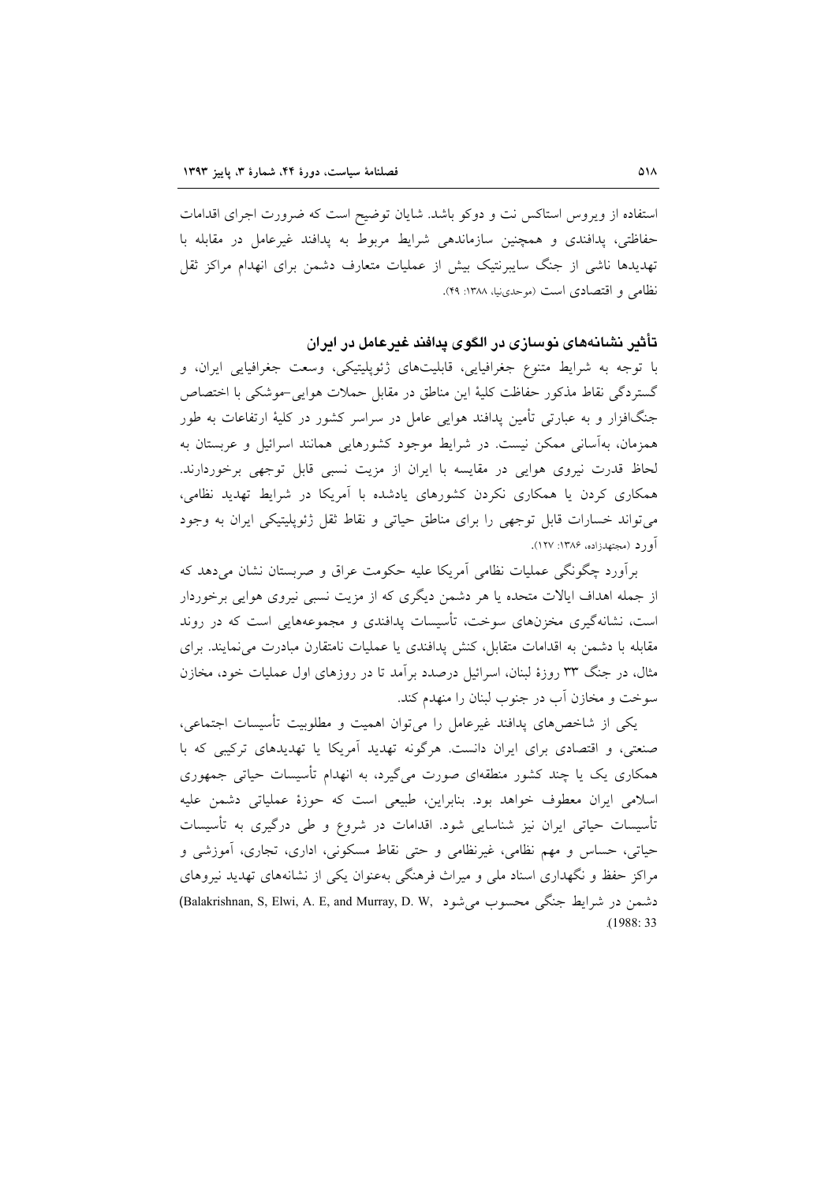استفاده از ویروس استاکس نت و دوکو باشد. شایان توضیح است که ضرورت اجرای اقدامات حفاظتی، پدافندی و همچنین سازماندهی شرایط مربوط به پدافند غیرعامل در مقابله با تهدیدها ناشی از جنگ سایبرنتیک بیش از عملیات متعارف دشمن برای انهدام مراکز ثقل نظامی و اقتصادی است (موحدی‌نیا، ۱۳۸۸: ۴۹).

## تأثیر نشانه‌های نوسازی در الگوی پدافند غیرعامل در ایران

با توجه به شرایط متنوع جغرافیایی، قابلیت‌های ژئوپلیتیکی، وسعت جغرافیایی ایران، و گستردگی نقاط مذکور حفاظت کلیهٔ این مناطق در مقابل حملات هوایی-موشکی با اختصاص جنگ‌افزار و به عبارتی تأمین پدافند هوایی عامل در سراسر کشور در کلیهٔ ارتفاعات به طور همزمان، به‌آسانی ممکن نیست. در شرایط موجود کشورهایی همانند اسرائیل و عربستان به لحاظ قدرت نیروی هوایی در مقایسه با ایران از مزیت نسبی قابل توجهی برخوردارند. همکاری کردن یا همکاری نکردن کشورهای یادشده با آمریکا در شرایط تهدید نظامی، می‌تواند خسارات قابل توجهی را برای مناطق حیاتی و نقاط ثقل ژئوپلیتیکی ایران به وجود آورد (مجتهدزاده، ۱۳۸۶: ۱۲۷).

برآورد چگونگی عملیات نظامی آمریکا علیه حکومت عراق و صربستان نشان می‌دهد که از جمله اهداف ایالات متحده یا هر دشمن دیگری که از مزیت نسبی نیروی هوایی برخوردار است، نشانه‌گیری مخزن‌های سوخت، تأسیسات پدافندی و مجموعه‌هایی است که در روند مقابله با دشمن به اقدامات متقابل، کنش پدافندی یا عملیات نامتقارن مبادرت می‌نمایند. برای مثال، در جنگ ۳۳ روزهٔ لبنان، اسرائیل درصدد برآمد تا در روزهای اول عملیات خود، مخازن سوخت و مخازن آب در جنوب لبنان را منهدم کند.

یکی از شاخص‌های پدافند غیرعامل را می‌توان اهمیت و مطلوبیت تأسیسات اجتماعی، صنعتی، و اقتصادی برای ایران دانست. هرگونه تهدید آمریکا یا تهدیدهای ترکیبی که با همکاری یک یا چند کشور منطقه‌ای صورت می‌گیرد، به انهدام تأسیسات حیاتی جمهوری اسلامی ایران معطوف خواهد بود. بنابراین، طبیعی است که حوزهٔ عملیاتی دشمن علیه تأسیسات حیاتی ایران نیز شناسایی شود. اقدامات در شروع و طی درگیری به تأسیسات حیاتی، حساس و مهم نظامی، غیرنظامی و حتی نقاط مسکونی، اداری، تجاری، آموزشی و مراکز حفظ و نگهداری اسناد ملی و میراث فرهنگی به‌عنوان یکی از نشانه‌های تهدید نیروهای دشمن در شرایط جنگی محسوب می‌شود (Balakrishnan, S, Elwi, A. E, and Murray, D. W, 1988: 33).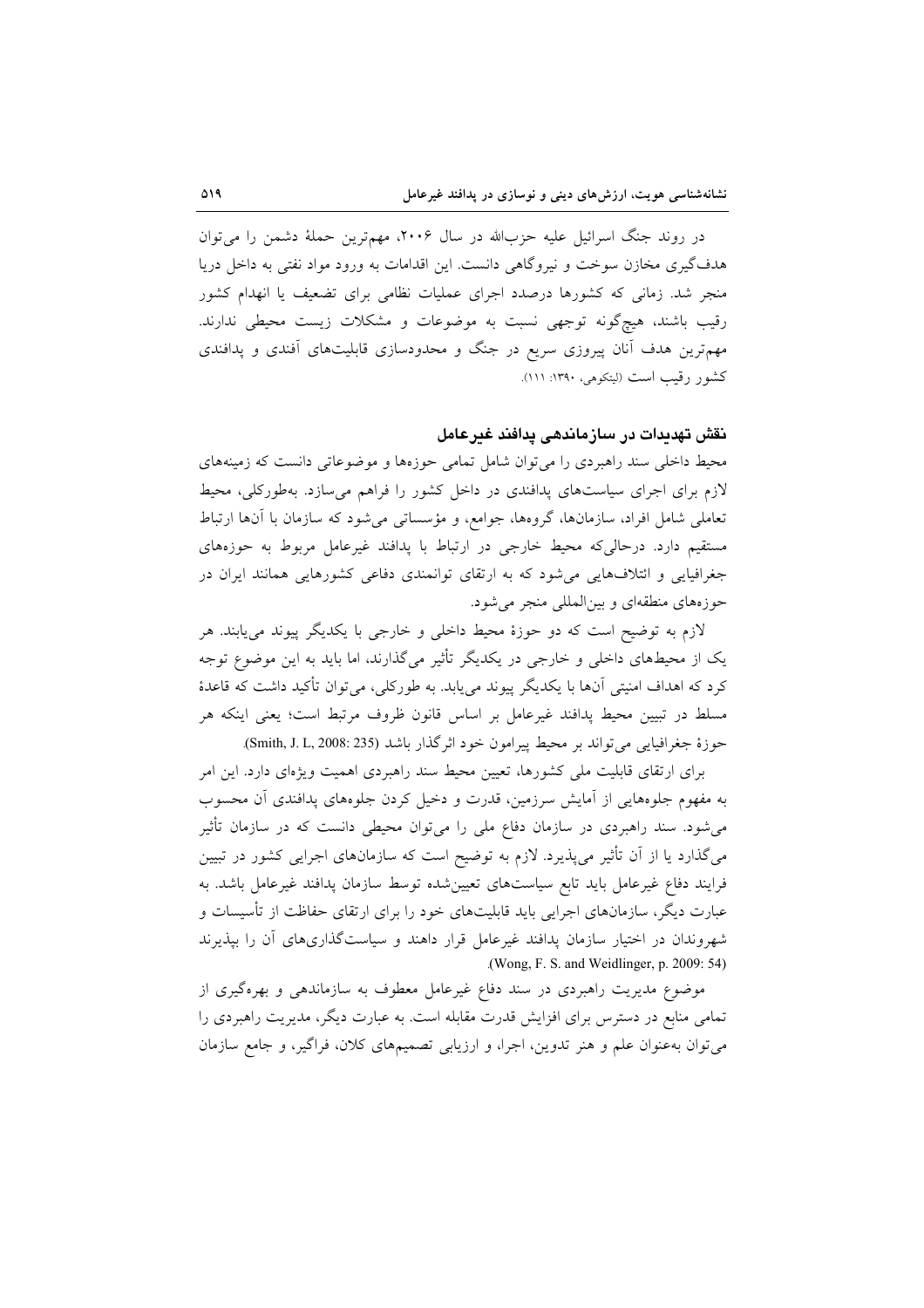در روند جنگ اسرائیل علیه حزب‌الله در سال ۲۰۰۶، مهم‌ترین حملهٔ دشمن را می‌توان هدف‌گیری مخازن سوخت و نیروگاهی دانست. این اقدامات به ورود مواد نفتی به داخل دریا منجر شد. زمانی که کشورها درصدد اجرای عملیات نظامی برای تضعیف یا انهدام کشور رقیب باشند، هیچ‌گونه توجهی نسبت به موضوعات و مشکلات زیست محیطی ندارند. مهم‌ترین هدف آنان پیروزی سریع در جنگ و محدودسازی قابلیت‌های آفندی و پدافندی کشور رقیب است (لینکوهی، ۱۳۹۰: ۱۱۱).

### نقش تهدیدات در سازماندهی پدافند غیرعامل

محیط داخلی سند راهبردی را می‌توان شامل تمامی حوزه‌ها و موضوعاتی دانست که زمینه‌های لازم برای اجرای سیاست‌های پدافندی در داخل کشور را فراهم می‌سازد. به‌طورکلی، محیط تعاملی شامل افراد، سازمان‌ها، گروه‌ها، جوامع، و مؤسساتی می‌شود که سازمان با آن‌ها ارتباط مستقیم دارد. درحالی‌که محیط خارجی در ارتباط با پدافند غیرعامل مربوط به حوزه‌های جغرافیایی و ائتلاف‌هایی می‌شود که به ارتقای توانمندی دفاعی کشورهایی همانند ایران در حوزه‌های منطقه‌ای و بین‌المللی منجر می‌شود.

لازم به توضیح است که دو حوزهٔ محیط داخلی و خارجی با یکدیگر پیوند می‌یابند. هر یک از محیط‌های داخلی و خارجی در یکدیگر تأثیر می‌گذارند، اما باید به این موضوع توجه کرد که اهداف امنیتی آن‌ها با یکدیگر پیوند می‌یابد. به طورکلی، می‌توان تأکید داشت که قاعدهٔ مسلط در تبیین محیط پدافند غیرعامل بر اساس قانون ظروف مرتبط است؛ یعنی اینکه هر حوزهٔ جغرافیایی می‌تواند بر محیط پیرامون خود اثرگذار باشد (Smith, J. L, 2008: 235).

برای ارتقای قابلیت ملی کشورها، تعیین محیط سند راهبردی اهمیت ویژه‌ای دارد. این امر به مفهوم جلوه‌هایی از آمایش سرزمین، قدرت و دخیل کردن جلوه‌های پدافندی آن محسوب می‌شود. سند راهبردی در سازمان دفاع ملی را می‌توان محیطی دانست که در سازمان تأثیر می‌گذارد یا از آن تأثیر می‌پذیرد. لازم به توضیح است که سازمان‌های اجرایی کشور در تبیین فرایند دفاع غیرعامل باید تابع سیاست‌های تعیین‌شده توسط سازمان پدافند غیرعامل باشد. به عبارت دیگر، سازمان‌های اجرایی باید قابلیت‌های خود را برای ارتقای حفاظت از تأسیسات و شهروندان در اختیار سازمان پدافند غیرعامل قرار داهند و سیاست‌گذاری‌های آن را بپذیرند (Wong, F. S. and Weidlinger, p. 2009: 54).

موضوع مدیریت راهبردی در سند دفاع غیرعامل معطوف به سازماندهی و بهره‌گیری از تمامی منابع در دسترس برای افزایش قدرت مقابله است. به عبارت دیگر، مدیریت راهبردی را می‌توان به‌عنوان علم و هنر تدوین، اجرا، و ارزیابی تصمیم‌های کلان، فراگیر، و جامع سازمان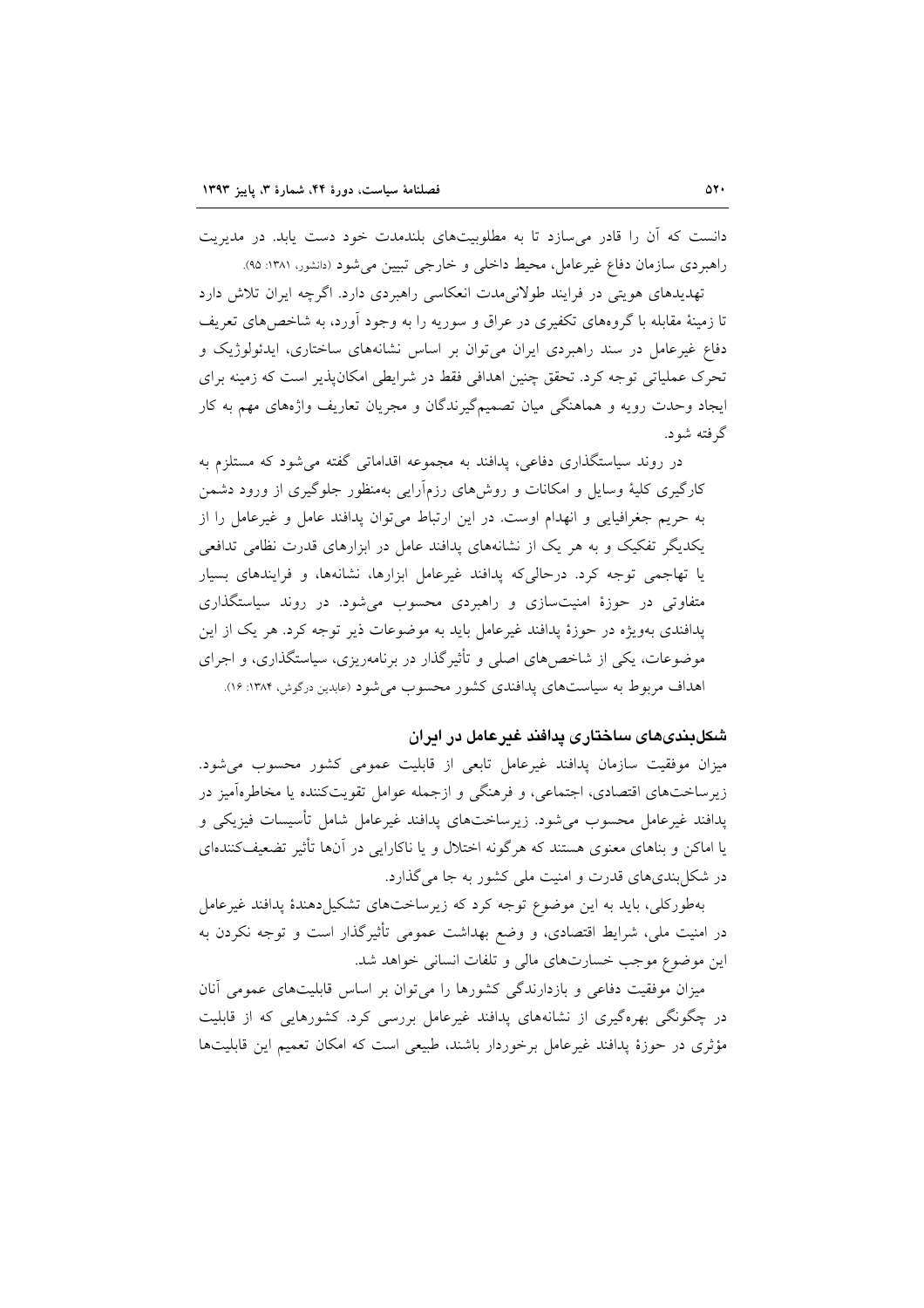دانست که آن را قادر می‌سازد تا به مطلوبیت‌های بلندمدت خود دست یابد. در مدیریت راهبردی سازمان دفاع غیرعامل، محیط داخلی و خارجی تبیین می‌شود (دانشور، ۱۳۸۱: ۹۵).

تهدیدهای هویتی در فرایند طولانی‌مدت انعکاسی راهبردی دارد. اگرچه ایران تلاش دارد تا زمینهٔ مقابله با گروه‌های تکفیری در عراق و سوریه را به وجود آورد، به شاخص‌های تعریف دفاع غیرعامل در سند راهبردی ایران می‌توان بر اساس نشانه‌های ساختاری، ایدئولوژیک و تحرک عملیاتی توجه کرد. تحقق چنین اهدافی فقط در شرایطی امکان‌پذیر است که زمینه برای ایجاد وحدت رویه و هماهنگی میان تصمیم‌گیرندگان و مجریان تعاریف واژه‌های مهم به کار گرفته شود.

در روند سیاستگذاری دفاعی، پدافند به مجموعه اقداماتی گفته می‌شود که مستلزم به کارگیری کلیهٔ وسایل و امکانات و روش‌های رزم‌آرایی به‌منظور جلوگیری از ورود دشمن به حریم جغرافیایی و انهدام اوست. در این ارتباط می‌توان پدافند عامل و غیرعامل را از یکدیگر تفکیک و به هر یک از نشانه‌های پدافند عامل در ابزارهای قدرت نظامی تدافعی یا تهاجمی توجه کرد. درحالی‌که پدافند غیرعامل ابزارها، نشانه‌ها، و فرایندهای بسیار متفاوتی در حوزهٔ امنیت‌سازی و راهبردی محسوب می‌شود. در روند سیاستگذاری پدافندی به‌ویژه در حوزهٔ پدافند غیرعامل باید به موضوعات ذیر توجه کرد. هر یک از این موضوعات، یکی از شاخص‌های اصلی و تأثیرگذار در برنامه‌ریزی، سیاستگذاری، و اجرای اهداف مربوط به سیاست‌های پدافندی کشور محسوب می‌شود (عابدین درگوش، ۱۳۸۴: ۱۶).

## شکل‌بندی‌های ساختاری پدافند غیرعامل در ایران

میزان موفقیت سازمان پدافند غیرعامل تابعی از قابلیت عمومی کشور محسوب می‌شود. زیرساخت‌های اقتصادی، اجتماعی، و فرهنگی و ازجمله عوامل تقویت‌کننده یا مخاطره‌آمیز در پدافند غیرعامل محسوب می‌شود. زیرساخت‌های پدافند غیرعامل شامل تأسیسات فیزیکی و یا اماکن و بناهای معنوی هستند که هرگونه اختلال و یا ناکارایی در آن‌ها تأثیر تضعیف‌کننده‌ای در شکل‌بندی‌های قدرت و امنیت ملی کشور به جا می‌گذارد.

به‌طورکلی، باید به این موضوع توجه کرد که زیرساخت‌های تشکیل‌دهندهٔ پدافند غیرعامل در امنیت ملی، شرایط اقتصادی، و وضع بهداشت عمومی تأثیرگذار است و توجه نکردن به این موضوع موجب خسارت‌های مالی و تلفات انسانی خواهد شد.

میزان موفقیت دفاعی و بازدارندگی کشورها را می‌توان بر اساس قابلیت‌های عمومی آنان در چگونگی بهره‌گیری از نشانه‌های پدافند غیرعامل بررسی کرد. کشورهایی که از قابلیت مؤثری در حوزهٔ پدافند غیرعامل برخوردار باشند، طبیعی است که امکان تعمیم این قابلیت‌ها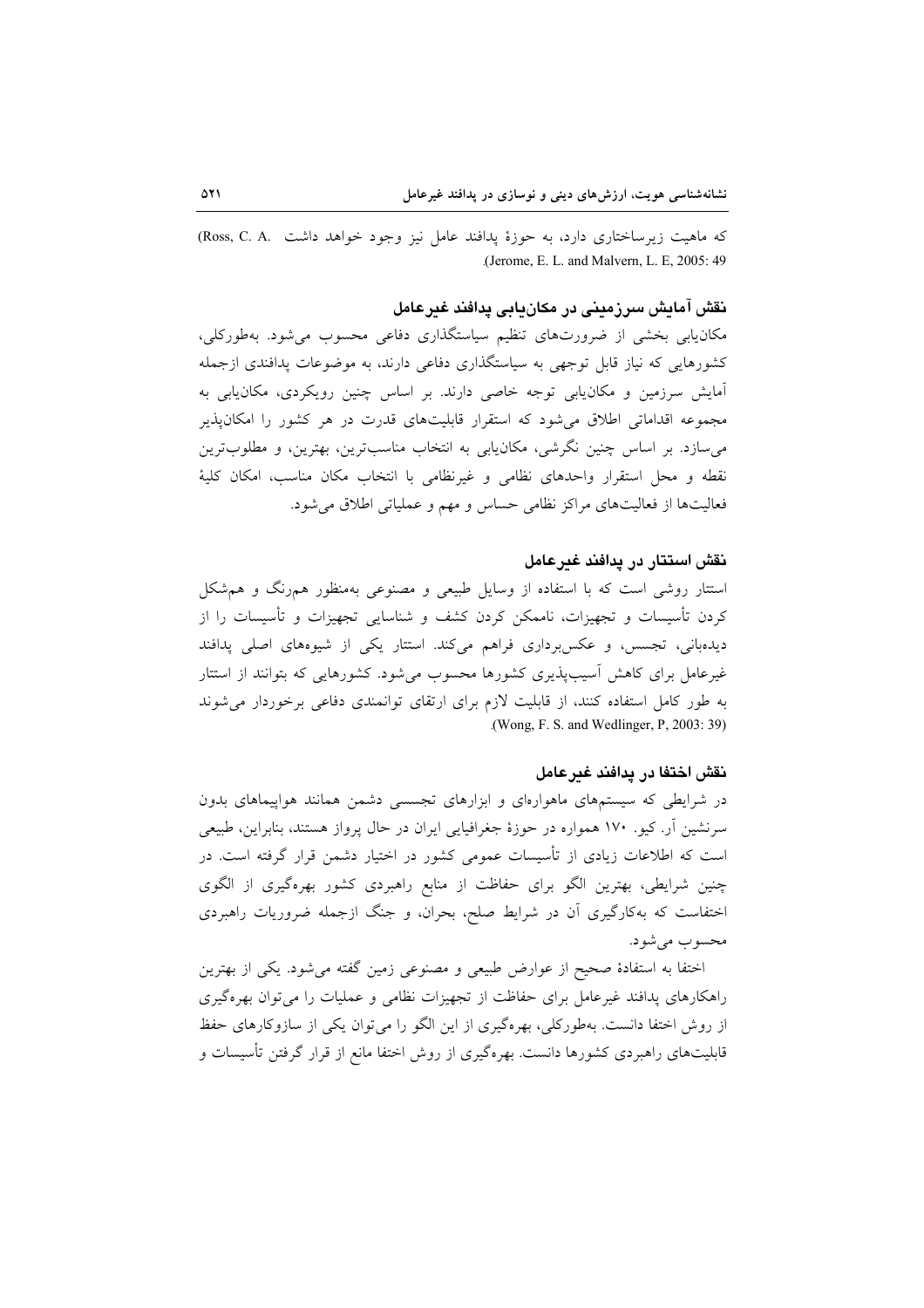که ماهیت زیرساختاری دارد، به حوزهٔ پدافند عامل نیز وجود خواهد داشت (Ross, C. A. (Jerome, E. L. and Malvern, L. E, 2005: 49.

## نقش آمایش سرزمینی در مکان‌یابی پدافند غیرعامل

مکان‌یابی بخشی از ضرورت‌های تنظیم سیاستگذاری دفاعی محسوب می‌شود. به‌طورکلی، کشورهایی که نیاز قابل توجهی به سیاستگذاری دفاعی دارند، به موضوعات پدافندی ازجمله آمایش سرزمین و مکان‌یابی توجه خاصی دارند. بر اساس چنین رویکردی، مکان‌یابی به مجموعه اقداماتی اطلاق می‌شود که استقرار قابلیت‌های قدرت در هر کشور را امکان‌پذیر می‌سازد. بر اساس چنین نگرشی، مکان‌یابی به انتخاب مناسب‌ترین، بهترین، و مطلوب‌ترین نقطه و محل استقرار واحدهای نظامی و غیرنظامی با انتخاب مکان مناسب، امکان کلیهٔ فعالیت‌ها از فعالیت‌های مراکز نظامی حساس و مهم و عملیاتی اطلاق می‌شود.

## نقش استتار در پدافند غیرعامل

استتار روشی است که با استفاده از وسایل طبیعی و مصنوعی به‌منظور هم‌رنگ و هم‌شکل کردن تأسیسات و تجهیزات، ناممکن کردن کشف و شناسایی تجهیزات و تأسیسات را از دیده‌بانی، تجسس، و عکس‌برداری فراهم می‌کند. استتار یکی از شیوه‌های اصلی پدافند غیرعامل برای کاهش آسیب‌پذیری کشورها محسوب می‌شود. کشورهایی که بتوانند از استتار به طور کامل استفاده کنند، از قابلیت لازم برای ارتقای توانمندی دفاعی برخوردار می‌شوند (Wong, F. S. and Wedlinger, P, 2003: 39).

## نقش اختفا در پدافند غیرعامل

در شرایطی که سیستم‌های ماهواره‌ای و ابزارهای تجسسی دشمن همانند هواپیماهای بدون سرنشین آر. کیو. ۱۷۰ همواره در حوزهٔ جغرافیایی ایران در حال پرواز هستند، بنابراین، طبیعی است که اطلاعات زیادی از تأسیسات عمومی کشور در اختیار دشمن قرار گرفته است. در چنین شرایطی، بهترین الگو برای حفاظت از منابع راهبردی کشور بهره‌گیری از الگوی اختفاست که به‌کارگیری آن در شرایط صلح، بحران، و جنگ ازجمله ضروریات راهبردی محسوب می‌شود.

اختفا به استفادهٔ صحیح از عوارض طبیعی و مصنوعی زمین گفته می‌شود. یکی از بهترین راهکارهای پدافند غیرعامل برای حفاظت از تجهیزات نظامی و عملیات را می‌توان بهره‌گیری از روش اختفا دانست. به‌طورکلی، بهره‌گیری از این الگو را می‌توان یکی از سازوکارهای حفظ قابلیت‌های راهبردی کشورها دانست. بهره‌گیری از روش اختفا مانع از قرار گرفتن تأسیسات و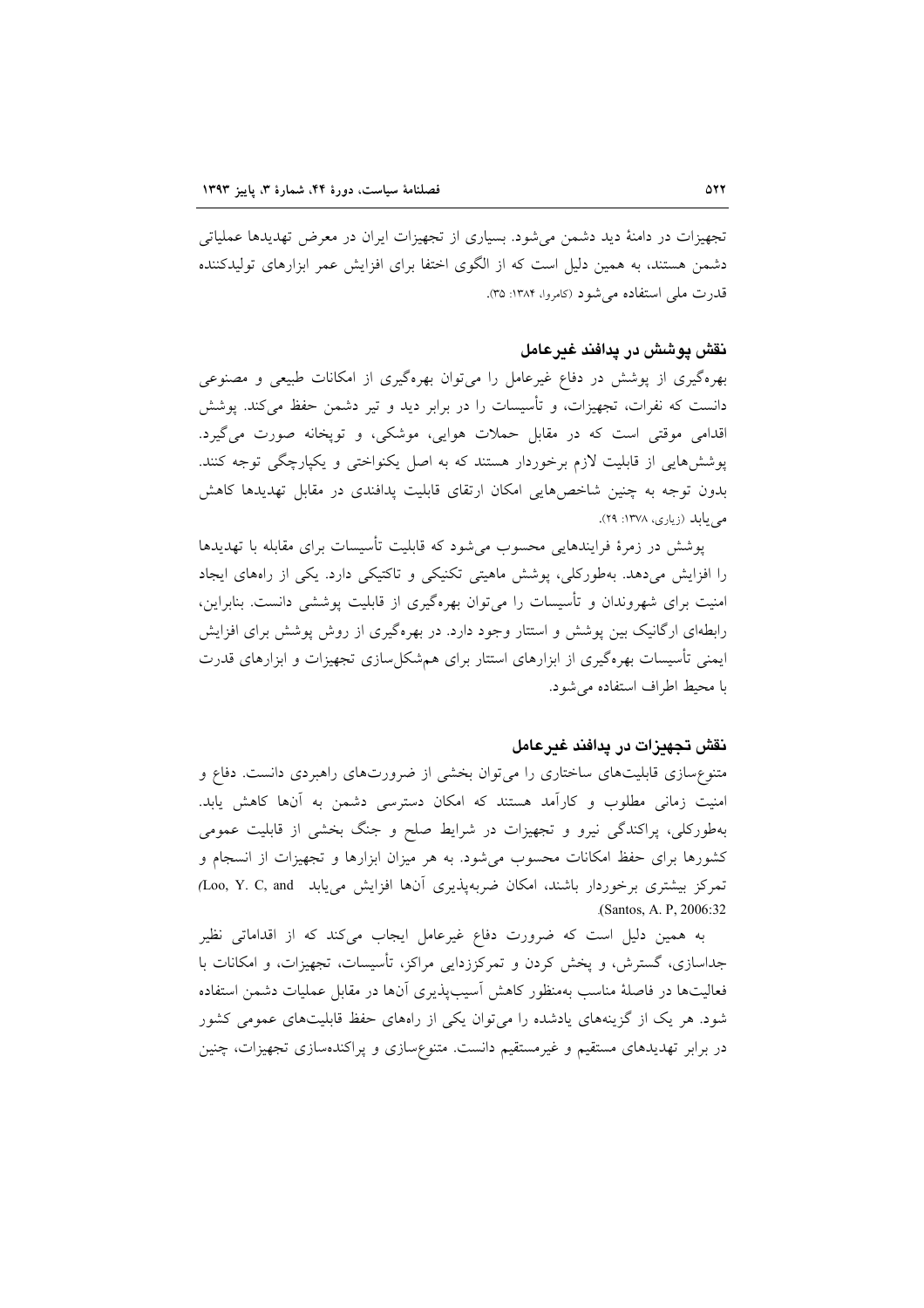تجهیزات در دامنهٔ دید دشمن می‌شود. بسیاری از تجهیزات ایران در معرض تهدیدها عملیاتی دشمن هستند، به همین دلیل است که از الگوی اختفا برای افزایش عمر ابزارهای تولیدکننده قدرت ملی استفاده می‌شود (کامروا، ۱۳۸۴: ۳۵).

### نقش پوشش در پدافند غیرعامل

بهره‌گیری از پوشش در دفاع غیرعامل را می‌توان بهره‌گیری از امکانات طبیعی و مصنوعی دانست که نفرات، تجهیزات، و تأسیسات را در برابر دید و تیر دشمن حفظ می‌کند. پوشش اقدامی موقتی است که در مقابل حملات هوایی، موشکی، و توپخانه صورت می‌گیرد. پوشش‌هایی از قابلیت لازم برخوردار هستند که به اصل یکنواختی و یکپارچگی توجه کنند. بدون توجه به چنین شاخص‌هایی امکان ارتقای قابلیت پدافندی در مقابل تهدیدها کاهش می‌یابد (زیاری، ۱۳۷۸: ۲۹).

پوشش در زمرهٔ فرایندهایی محسوب می‌شود که قابلیت تأسیسات برای مقابله با تهدیدها را افزایش می‌دهد. به‌طورکلی، پوشش ماهیتی تکنیکی و تاکتیکی دارد. یکی از راه‌های ایجاد امنیت برای شهروندان و تأسیسات را می‌توان بهره‌گیری از قابلیت پوششی دانست. بنابراین، رابطه‌ای ارگانیک بین پوشش و استتار وجود دارد. در بهره‌گیری از روش پوشش برای افزایش ایمنی تأسیسات بهره‌گیری از ابزارهای استتار برای هم‌شکل‌سازی تجهیزات و ابزارهای قدرت با محیط اطراف استفاده می‌شود.

### نقش تجهیزات در پدافند غیرعامل

متنوع‌سازی قابلیت‌های ساختاری را می‌توان بخشی از ضرورت‌های راهبردی دانست. دفاع و امنیت زمانی مطلوب و کارآمد هستند که امکان دسترسی دشمن به آن‌ها کاهش یابد. به‌طورکلی، پراکندگی نیرو و تجهیزات در شرایط صلح و جنگ بخشی از قابلیت عمومی کشورها برای حفظ امکانات محسوب می‌شود. به هر میزان ابزارها و تجهیزات از انسجام و تمرکز بیشتری برخوردار باشند، امکان ضربه‌پذیری آن‌ها افزایش می‌یابد (Loo, Y. C, and Santos, A. P, 2006:32).

به همین دلیل است که ضرورت دفاع غیرعامل ایجاب می‌کند که از اقداماتی نظیر جداسازی، گسترش، و پخش کردن و تمرکززدایی مراکز، تأسیسات، تجهیزات، و امکانات با فعالیت‌ها در فاصلهٔ مناسب به‌منظور کاهش آسیب‌پذیری آن‌ها در مقابل عملیات دشمن استفاده شود. هر یک از گزینه‌های یادشده را می‌توان یکی از راه‌های حفظ قابلیت‌های عمومی کشور در برابر تهدیدهای مستقیم و غیرمستقیم دانست. متنوع‌سازی و پراکنده‌سازی تجهیزات، چنین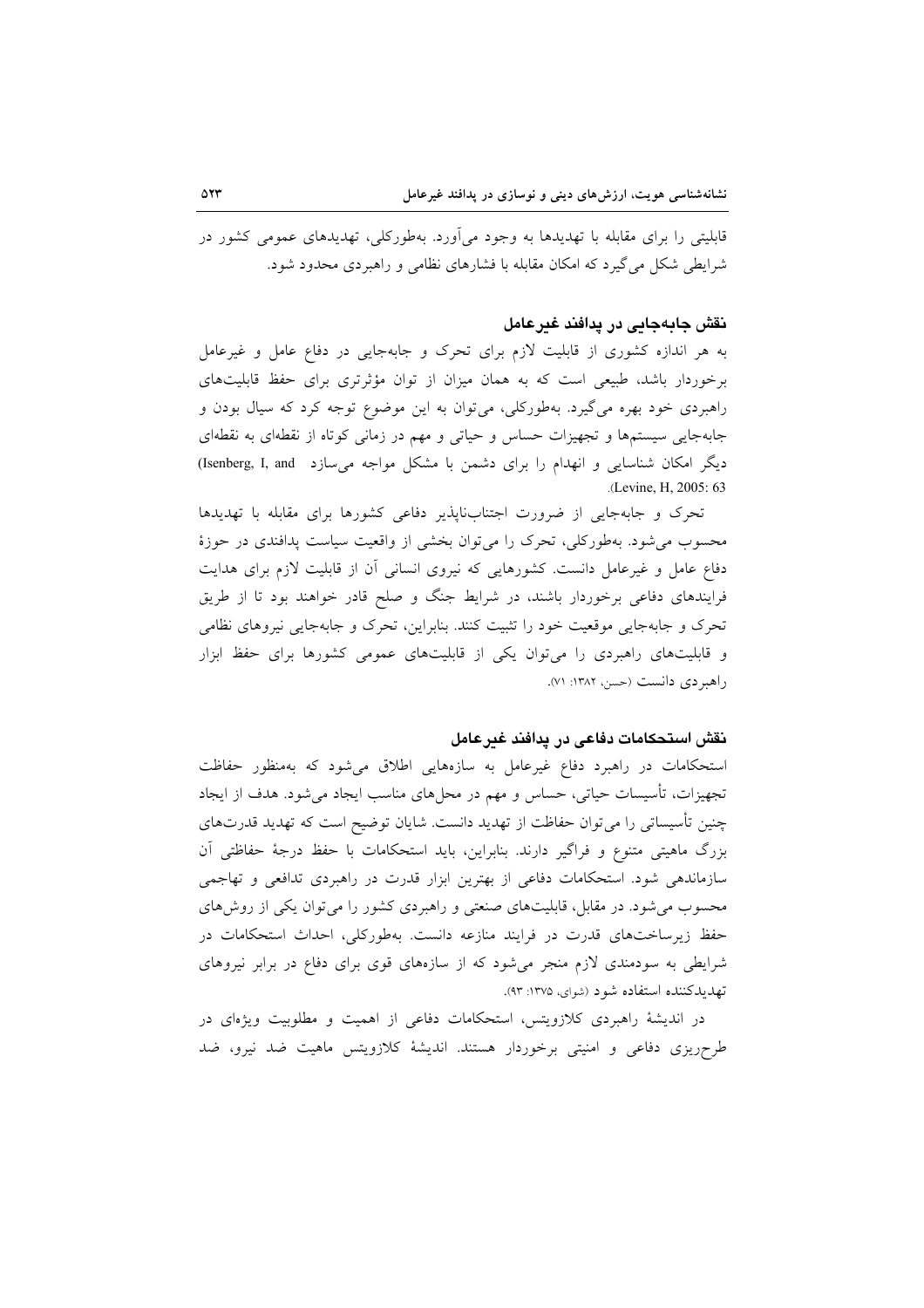قابلیتی را برای مقابله با تهدیدها به وجود می‌آورد. به‌طورکلی، تهدیدهای عمومی کشور در شرایطی شکل می‌گیرد که امکان مقابله با فشارهای نظامی و راهبردی محدود شود.

## نقش جابه‌جایی در پدافند غیرعامل

به هر اندازه کشوری از قابلیت لازم برای تحرک و جابه‌جایی در دفاع عامل و غیرعامل برخوردار باشد، طبیعی است که به همان میزان از توان مؤثرتری برای حفظ قابلیت‌های راهبردی خود بهره می‌گیرد. به‌طورکلی، می‌توان به این موضوع توجه کرد که سیال بودن و جابه‌جایی سیستم‌ها و تجهیزات حساس و حیاتی و مهم در زمانی کوتاه از نقطه‌ای به نقطه‌ای دیگر امکان شناسایی و انهدام را برای دشمن با مشکل مواجه می‌سازد (Isenberg, I, and Levine, H, 2005: 63).

تحرک و جابه‌جایی از ضرورت اجتناب‌ناپذیر دفاعی کشورها برای مقابله با تهدیدها محسوب می‌شود. به‌طورکلی، تحرک را می‌توان بخشی از واقعیت سیاست پدافندی در حوزهٔ دفاع عامل و غیرعامل دانست. کشورهایی که نیروی انسانی آن از قابلیت لازم برای هدایت فرایندهای دفاعی برخوردار باشند، در شرایط جنگ و صلح قادر خواهند بود تا از طریق تحرک و جابه‌جایی موقعیت خود را تثبیت کنند. بنابراین، تحرک و جابه‌جایی نیروهای نظامی و قابلیت‌های راهبردی را می‌توان یکی از قابلیت‌های عمومی کشورها برای حفظ ابزار راهبردی دانست (حسن، ۱۳۸۲: ۷۱).

## نقش استحکامات دفاعی در پدافند غیرعامل

استحکامات در راهبرد دفاع غیرعامل به سازه‌هایی اطلاق می‌شود که به‌منظور حفاظت تجهیزات، تأسیسات حیاتی، حساس و مهم در محل‌های مناسب ایجاد می‌شود. هدف از ایجاد چنین تأسیساتی را می‌توان حفاظت از تهدید دانست. شایان توضیح است که تهدید قدرت‌های بزرگ ماهیتی متنوع و فراگیر دارند. بنابراین، باید استحکامات با حفظ درجهٔ حفاظتی آن سازماندهی شود. استحکامات دفاعی از بهترین ابزار قدرت در راهبردی تدافعی و تهاجمی محسوب می‌شود. در مقابل، قابلیت‌های صنعتی و راهبردی کشور را می‌توان یکی از روش‌های حفظ زیرساخت‌های قدرت در فرایند منازعه دانست. به‌طورکلی، احداث استحکامات در شرایطی به سودمندی لازم منجر می‌شود که از سازه‌های قوی برای دفاع در برابر نیروهای تهدیدکننده استفاده شود (شوای، ۱۳۷۵: ۹۳).

در اندیشهٔ راهبردی کلازویتس، استحکامات دفاعی از اهمیت و مطلوبیت ویژه‌ای در طرح‌ریزی دفاعی و امنیتی برخوردار هستند. اندیشهٔ کلازویتس ماهیت ضد نیرو، ضد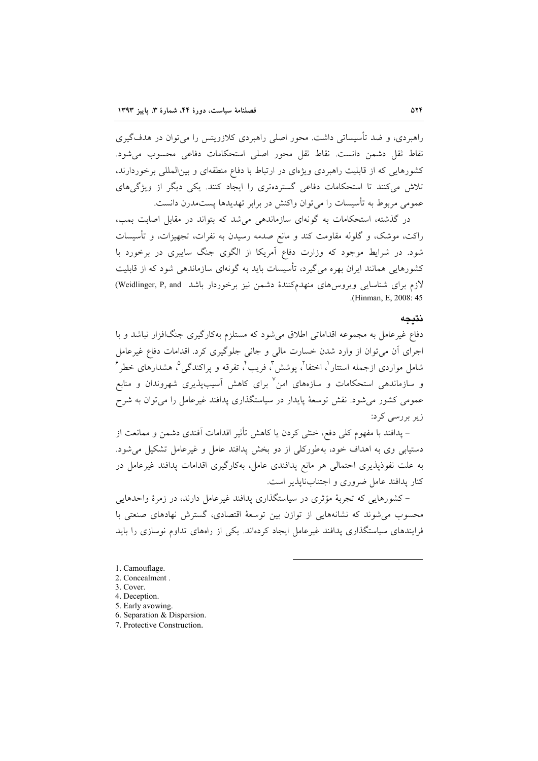راهبردی، و ضد تأسیساتی داشت. محور اصلی راهبردی کلازویتس را می‌توان در هدف‌گیری نقاط ثقل دشمن دانست. نقاط ثقل محور اصلی استحکامات دفاعی محسوب می‌شود. کشورهایی که از قابلیت راهبردی ویژه‌ای در ارتباط با دفاع منطقه‌ای و بین‌المللی برخوردارند، تلاش می‌کنند تا استحکامات دفاعی گسترده‌تری را ایجاد کنند. یکی دیگر از ویژگی‌های عمومی مربوط به تأسیسات را می‌توان واکنش در برابر تهدیدها پست‌مدرن دانست.

در گذشته، استحکامات به گونه‌ای سازماندهی می‌شد که بتواند در مقابل اصابت بمب، راکت، موشک، و گلوله مقاومت کند و مانع صدمه رسیدن به نفرات، تجهیزات، و تأسیسات شود. در شرایط موجود که وزارت دفاع آمریکا از الگوی جنگ سایبری در برخورد با کشورهایی همانند ایران بهره می‌گیرد، تأسیسات باید به گونه‌ای سازماندهی شود که از قابلیت لازم برای شناسایی ویروس‌های منهدم‌کنندهٔ دشمن نیز برخوردار باشد (Weidlinger, P, and Hinman, E, 2008: 45).

## نتیجه

دفاع غیرعامل به مجموعه اقداماتی اطلاق می‌شود که مستلزم به‌کارگیری جنگ‌افزار نباشد و با اجرای آن می‌توان از وارد شدن خسارت مالی و جانی جلوگیری کرد. اقدامات دفاع غیرعامل شامل مواردی ازجمله استتار[1]، اختفا[2]، پوشش[3]، فریب[4]، تفرقه و پراکندگی[5]، هشدارهای خطر[6] و سازماندهی استحکامات و سازه‌های امن[7] برای کاهش آسیب‌پذیری شهروندان و منابع عمومی کشور می‌شود. نقش توسعهٔ پایدار در سیاستگذاری پدافند غیرعامل را می‌توان به شرح زیر بررسی کرد:

– پدافند با مفهوم کلی دفع، خنثی کردن یا کاهش تأثیر اقدامات آفندی دشمن و ممانعت از دستیابی وی به اهداف خود، به‌طورکلی از دو بخش پدافند عامل و غیرعامل تشکیل می‌شود. به علت نفوذپذیری احتمالی هر مانع پدافندی عامل، به‌کارگیری اقدامات پدافند غیرعامل در کنار پدافند عامل ضروری و اجتناب‌ناپذیر است.

– کشورهایی که تجربهٔ مؤثری در سیاستگذاری پدافند غیرعامل دارند، در زمرهٔ واحدهایی محسوب می‌شوند که نشانه‌هایی از توازن بین توسعهٔ اقتصادی، گسترش نهادهای صنعتی با فرایندهای سیاستگذاری پدافند غیرعامل ایجاد کرده‌اند. یکی از راه‌های تداوم نوسازی را باید

---

1. Camouflage.
2. Concealment .
3. Cover.
4. Deception.
5. Early avowing.
6. Separation & Dispersion.
7. Protective Construction.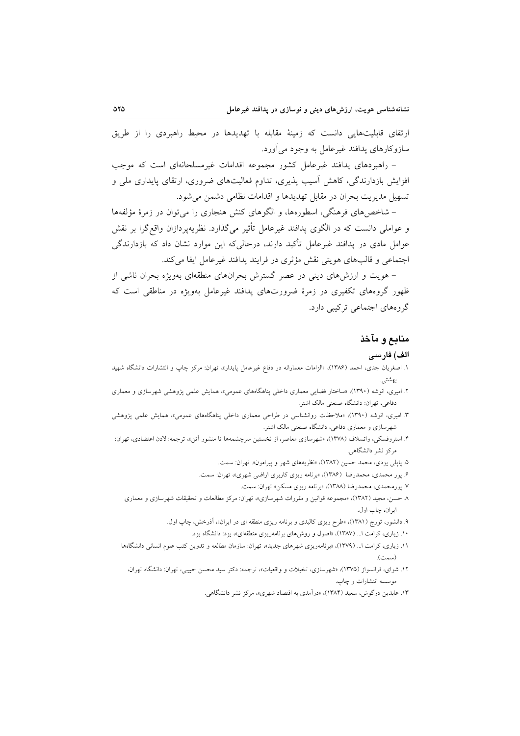ارتقای قابلیت‌هایی دانست که زمینهٔ مقابله با تهدیدها در محیط راهبردی را از طریق سازوکارهای پدافند غیرعامل به وجود می‌آورد.

– راهبردهای پدافند غیرعامل کشور مجموعه اقدامات غیرمسلحانه‌ای است که موجب افزایش بازدارندگی، کاهش آسیب پذیری، تداوم فعالیت‌های ضروری، ارتقای پایداری ملی و تسهیل مدیریت بحران در مقابل تهدیدها و اقدامات نظامی دشمن می‌شود.

– شاخص‌های فرهنگی، اسطوره‌ها، و الگوهای کنش هنجاری را می‌توان در زمرهٔ مؤلفه‌ها و عواملی دانست که در الگوی پدافند غیرعامل تأثیر می‌گذارد. نظریه‌پردازان واقع‌گرا بر نقش عوامل مادی در پدافند غیرعامل تأکید دارند، درحالی‌که این موارد نشان داد که بازدارندگی اجتماعی و قالب‌های هویتی نقش مؤثری در فرایند پدافند غیرعامل ایفا می‌کند.

– هویت و ارزش‌های دینی در عصر گسترش بحران‌های منطقه‌ای به‌ویژه بحران ناشی از ظهور گروه‌های تکفیری در زمرهٔ ضرورت‌های پدافند غیرعامل به‌ویژه در مناطقی است که گروه‌های اجتماعی ترکیبی دارد.

## منابع و مآخذ

### الف) فارسی

۱. اصغریان جدی، احمد (۱۳۸۶)، «الزامات معمارانه در دفاع غیرعامل پایدار»، تهران: مرکز چاپ و انتشارات دانشگاه شهید بهشتی.

۲. امیری، انوشه (۱۳۹۰)، «ساختار فضایی معماری داخلی پناهگاه‌های عمومی»، همایش علمی پژوهشی شهرسازی و معماری دفاعی، تهران: دانشگاه صنعتی مالک اشتر.

۳. امیری، انوشه (۱۳۹۰)، «ملاحظات روانشناسی در طراحی معماری داخلی پناهگاه‌های عمومی»، همایش علمی پژوهشی شهرسازی و معماری دفاعی، دانشگاه صنعتی مالک اشتر.

۴. استروفسکی، واتسلاف (۱۳۷۸)، «شهرسازی معاصر، از نخستین سرچشمه‌ها تا منشور آتن»، ترجمه: لادن اعتضادی، تهران: مرکز نشر دانشگاهی.

۵. پاپلی یزدی، محمد حسین (۱۳۸۲)، «نظریه‌های شهر و پیرامون». تهران: سمت.

۶. پور محمدی، محمدرضا (۱۳۸۶)، «برنامه ریزی کاربری اراضی شهری»، تهران: سمت.

۷. پورمحمدی، محمدرضا (۱۳۸۸)، «برنامه ریزی مسکن» تهران: سمت.

۸. حسن، مجید (۱۳۸۲)، «مجموعه قوانین و مقررات شهرسازی»، تهران: مرکز مطالعات و تحقیقات شهرسازی و معماری ایران، چاپ اول.

۹. دانشور، تورج (۱۳۸۱)، «طرح ریزی کالبدی و برنامه ریزی منطقه ای در ایران»، آذرخش، چاپ اول.

۱۰. زیاری، کرامت ا... (۱۳۸۷)، «اصول و روش‌های برنامه‌ریزی منطقه‌ای»، یزد: دانشگاه یزد.

۱۱. زیاری، کرامت ا... (۱۳۷۹)، «برنامه‌ریزی شهرهای جدید»، تهران: سازمان مطالعه و تدوین کتب علوم انسانی دانشگاه‌ها (سمت).

۱۲. شوای، فرانسواز (۱۳۷۵)، «شهرسازی، تخیلات و واقعیات»، ترجمه: دکتر سید محسن حبیبی، تهران: دانشگاه تهران، موسسه انتشارات و چاپ.

۱۳. عابدین درگوش، سعید (۱۳۸۴)، «درآمدی به اقتصاد شهری»، مرکز نشر دانشگاهی.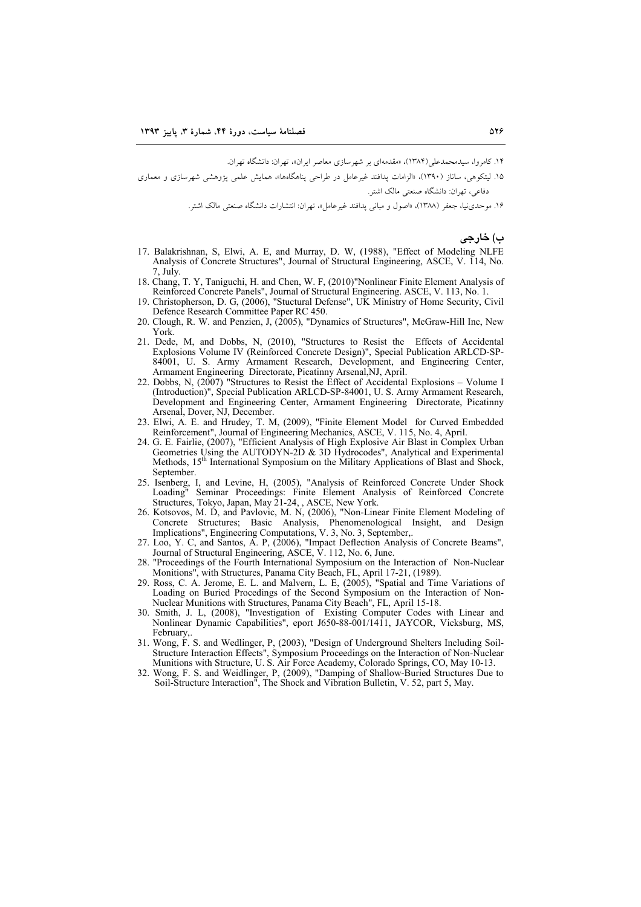۱۴. کامروا، سیدمحمدعلی(۱۳۸۴)، «مقدمه‌ای بر شهرسازی معاصر ایران»، تهران: دانشگاه تهران.

۱۵. لیتکوهی، ساناز (۱۳۹۰)، «الزامات پدافند غیرعامل در طراحی پناهگاه‌ها»، همایش علمی پژوهشی شهرسازی و معماری دفاعی، تهران: دانشگاه صنعتی مالک اشتر.

۱۶. موحدی‌نیا، جعفر (۱۳۸۸)، «اصول و مبانی پدافند غیرعامل»، تهران: انتشارات دانشگاه صنعتی مالک اشتر.

## ب) خارجی

17. Balakrishnan, S, Elwi, A. E, and Murray, D. W, (1988), "Effect of Modeling NLFE Analysis of Concrete Structures", Journal of Structural Engineering, ASCE, V. 114, No. 7, July.
18. Chang, T. Y, Taniguchi, H. and Chen, W. F, (2010)"Nonlinear Finite Element Analysis of Reinforced Concrete Panels", Journal of Structural Engineering. ASCE, V. 113, No. 1.
19. Christopherson, D. G, (2006), "Stuctural Defense", UK Ministry of Home Security, Civil Defence Research Committee Paper RC 450.
20. Clough, R. W. and Penzien, J, (2005), "Dynamics of Structures", McGraw-Hill Inc, New York.
21. Dede, M, and Dobbs, N, (2010), "Structures to Resist the Effcets of Accidental Explosions Volume IV (Reinforced Concrete Design)", Special Publication ARLCD-SP-84001, U. S. Army Armament Research, Development, and Engineering Center, Armament Engineering Directorate, Picatinny Arsenal,NJ, April.
22. Dobbs, N, (2007) "Structures to Resist the Effect of Accidental Explosions – Volume I (Introduction)", Special Publication ARLCD-SP-84001, U. S. Army Armament Research, Development and Engineering Center, Armament Engineering Directorate, Picatinny Arsenal, Dover, NJ, December.
23. Elwi, A. E. and Hrudey, T. M, (2009), "Finite Element Model for Curved Embedded Reinforcement", Journal of Engineering Mechanics, ASCE, V. 115, No. 4, April.
24. G. E. Fairlie, (2007), "Efficient Analysis of High Explosive Air Blast in Complex Urban Geometries Using the AUTODYN-2D & 3D Hydrocodes", Analytical and Experimental Methods, 15th International Symposium on the Military Applications of Blast and Shock, September.
25. Isenberg, I, and Levine, H, (2005), "Analysis of Reinforced Concrete Under Shock Loading" Seminar Proceedings: Finite Element Analysis of Reinforced Concrete Structures, Tokyo, Japan, May 21-24, , ASCE, New York.
26. Kotsovos, M. D, and Pavlovic, M. N, (2006), "Non-Linear Finite Element Modeling of Concrete Structures; Basic Analysis, Phenomenological Insight, and Design Implications", Engineering Computations, V. 3, No. 3, September,.
27. Loo, Y. C, and Santos, A. P, (2006), "Impact Deflection Analysis of Concrete Beams", Journal of Structural Engineering, ASCE, V. 112, No. 6, June.
28. "Proceedings of the Fourth International Symposium on the Interaction of Non-Nuclear Monitions", with Structures, Panama City Beach, FL, April 17-21, (1989).
29. Ross, C. A. Jerome, E. L. and Malvern, L. E, (2005), "Spatial and Time Variations of Loading on Buried Procedings of the Second Symposium on the Interaction of Non-Nuclear Munitions with Structures, Panama City Beach", FL, April 15-18.
30. Smith, J. L, (2008), "Investigation of Existing Computer Codes with Linear and Nonlinear Dynamic Capabilities", eport J650-88-001/1411, JAYCOR, Vicksburg, MS, February,.
31. Wong, F. S. and Wedlinger, P, (2003), "Design of Underground Shelters Including Soil-Structure Interaction Effects", Symposium Proceedings on the Interaction of Non-Nuclear Munitions with Structure, U. S. Air Force Academy, Colorado Springs, CO, May 10-13.
32. Wong, F. S. and Weidlinger, P, (2009), "Damping of Shallow-Buried Structures Due to Soil-Structure Interaction", The Shock and Vibration Bulletin, V. 52, part 5, May.